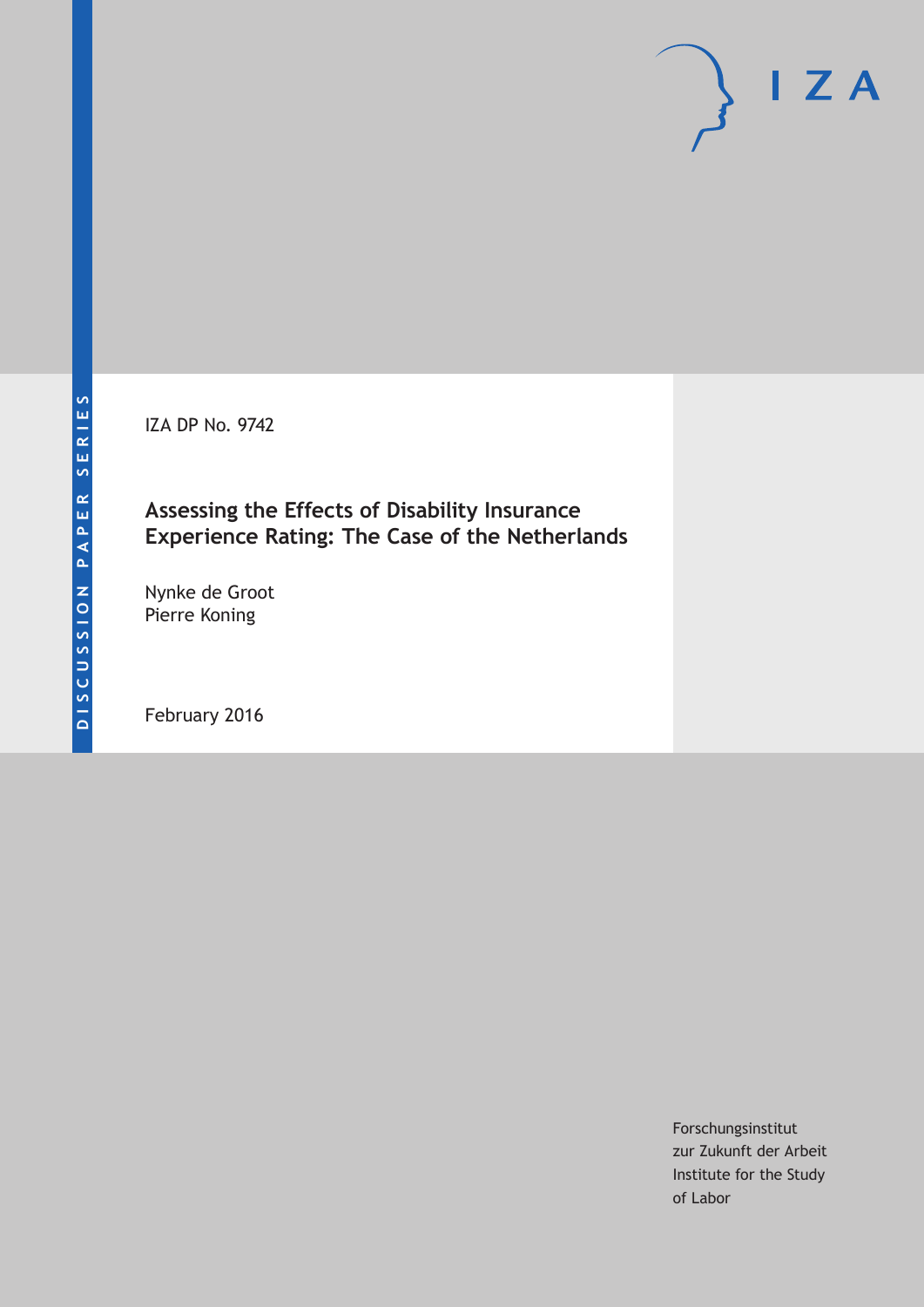DISCUSSION PAPER SERIES

IZA

IZA DP No. 9742

# Assessing the Effects of Disability Insurance Experience Rating: The Case of the Netherlands

Nynke de Groot
Pierre Koning

February 2016

Forschungsinstitut
zur Zukunft der Arbeit
Institute for the Study
of Labor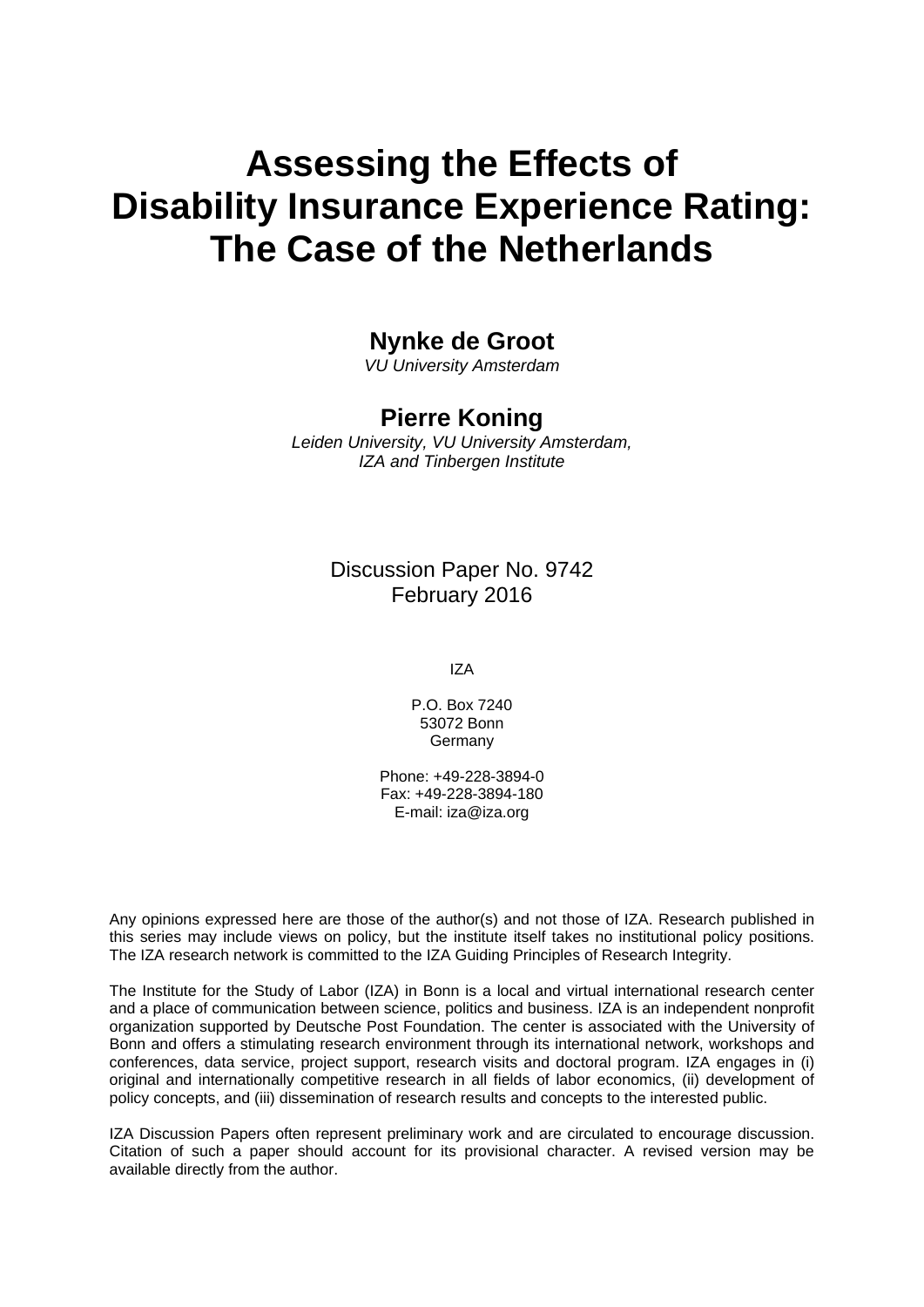# Assessing the Effects of Disability Insurance Experience Rating: The Case of the Netherlands

**Nynke de Groot**

*VU University Amsterdam*

**Pierre Koning**

*Leiden University, VU University Amsterdam, IZA and Tinbergen Institute*

Discussion Paper No. 9742
February 2016

IZA

P.O. Box 7240
53072 Bonn
Germany

Phone: +49-228-3894-0
Fax: +49-228-3894-180
E-mail: iza@iza.org

Any opinions expressed here are those of the author(s) and not those of IZA. Research published in this series may include views on policy, but the institute itself takes no institutional policy positions. The IZA research network is committed to the IZA Guiding Principles of Research Integrity.

The Institute for the Study of Labor (IZA) in Bonn is a local and virtual international research center and a place of communication between science, politics and business. IZA is an independent nonprofit organization supported by Deutsche Post Foundation. The center is associated with the University of Bonn and offers a stimulating research environment through its international network, workshops and conferences, data service, project support, research visits and doctoral program. IZA engages in (i) original and internationally competitive research in all fields of labor economics, (ii) development of policy concepts, and (iii) dissemination of research results and concepts to the interested public.

IZA Discussion Papers often represent preliminary work and are circulated to encourage discussion. Citation of such a paper should account for its provisional character. A revised version may be available directly from the author.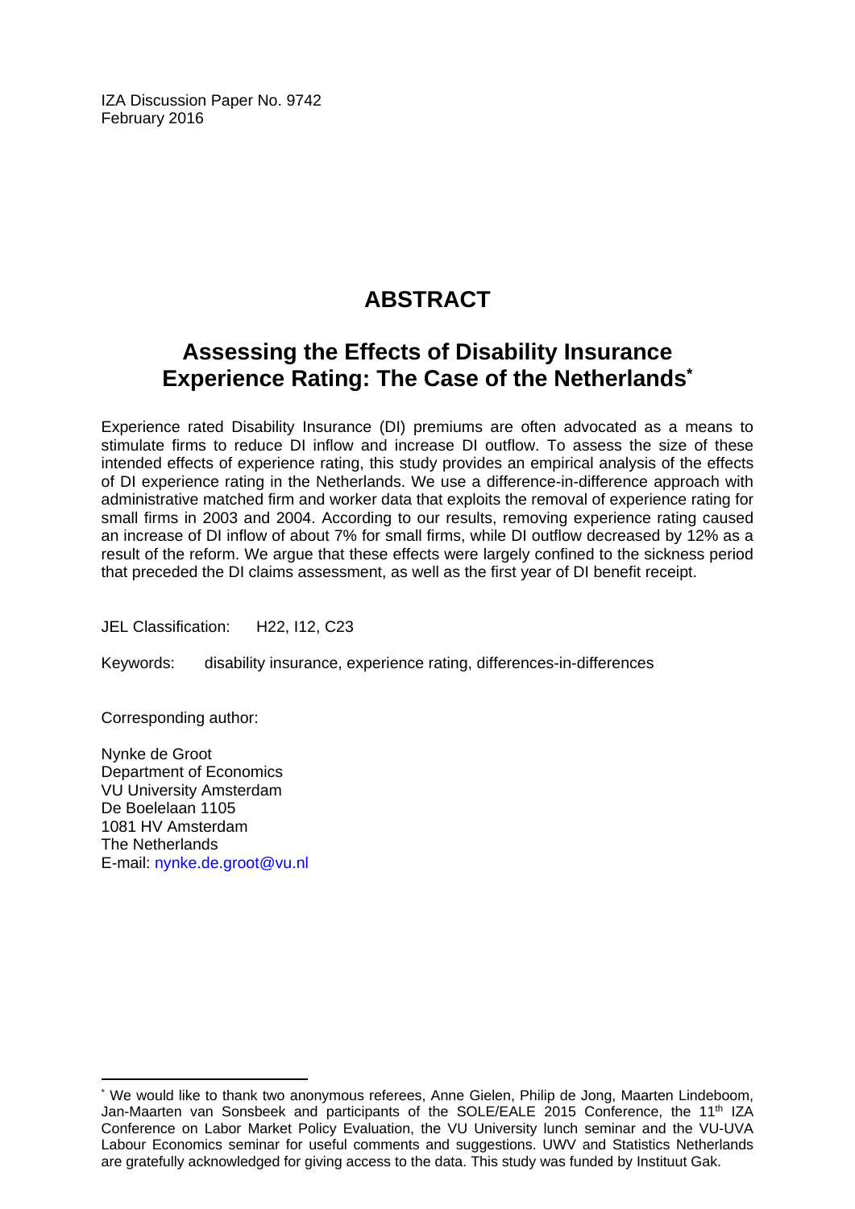IZA Discussion Paper No. 9742
February 2016

# ABSTRACT

## Assessing the Effects of Disability Insurance Experience Rating: The Case of the Netherlands*

Experience rated Disability Insurance (DI) premiums are often advocated as a means to stimulate firms to reduce DI inflow and increase DI outflow. To assess the size of these intended effects of experience rating, this study provides an empirical analysis of the effects of DI experience rating in the Netherlands. We use a difference-in-difference approach with administrative matched firm and worker data that exploits the removal of experience rating for small firms in 2003 and 2004. According to our results, removing experience rating caused an increase of DI inflow of about 7% for small firms, while DI outflow decreased by 12% as a result of the reform. We argue that these effects were largely confined to the sickness period that preceded the DI claims assessment, as well as the first year of DI benefit receipt.

JEL Classification: H22, I12, C23

Keywords: disability insurance, experience rating, differences-in-differences

Corresponding author:

Nynke de Groot
Department of Economics
VU University Amsterdam
De Boelelaan 1105
1081 HV Amsterdam
The Netherlands
E-mail: nynke.de.groot@vu.nl

* We would like to thank two anonymous referees, Anne Gielen, Philip de Jong, Maarten Lindeboom, Jan-Maarten van Sonsbeek and participants of the SOLE/EALE 2015 Conference, the 11th IZA Conference on Labor Market Policy Evaluation, the VU University lunch seminar and the VU-UVA Labour Economics seminar for useful comments and suggestions. UWV and Statistics Netherlands are gratefully acknowledged for giving access to the data. This study was funded by Instituut Gak.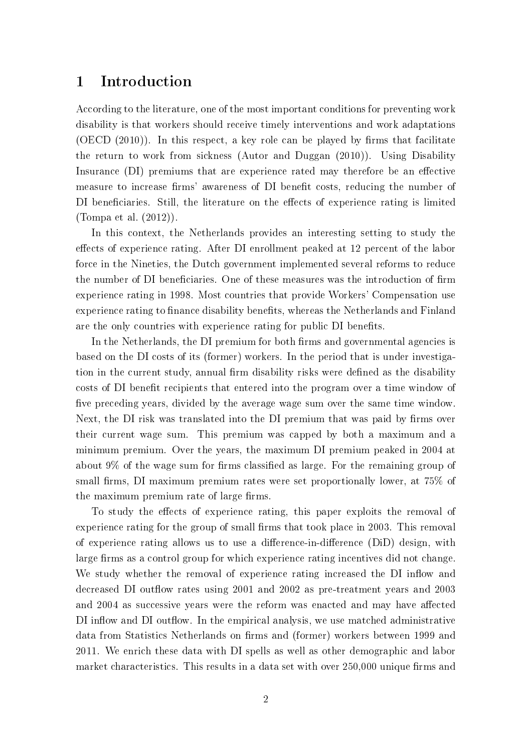# 1 Introduction

According to the literature, one of the most important conditions for preventing work disability is that workers should receive timely interventions and work adaptations (OECD (2010)). In this respect, a key role can be played by firms that facilitate the return to work from sickness (Autor and Duggan (2010)). Using Disability Insurance (DI) premiums that are experience rated may therefore be an effective measure to increase firms' awareness of DI benefit costs, reducing the number of DI beneficiaries. Still, the literature on the effects of experience rating is limited (Tompa et al. (2012)).

In this context, the Netherlands provides an interesting setting to study the effects of experience rating. After DI enrollment peaked at 12 percent of the labor force in the Nineties, the Dutch government implemented several reforms to reduce the number of DI beneficiaries. One of these measures was the introduction of firm experience rating in 1998. Most countries that provide Workers' Compensation use experience rating to finance disability benefits, whereas the Netherlands and Finland are the only countries with experience rating for public DI benefits.

In the Netherlands, the DI premium for both firms and governmental agencies is based on the DI costs of its (former) workers. In the period that is under investigation in the current study, annual firm disability risks were defined as the disability costs of DI benefit recipients that entered into the program over a time window of five preceding years, divided by the average wage sum over the same time window. Next, the DI risk was translated into the DI premium that was paid by firms over their current wage sum. This premium was capped by both a maximum and a minimum premium. Over the years, the maximum DI premium peaked in 2004 at about 9% of the wage sum for firms classified as large. For the remaining group of small firms, DI maximum premium rates were set proportionally lower, at 75% of the maximum premium rate of large firms.

To study the effects of experience rating, this paper exploits the removal of experience rating for the group of small firms that took place in 2003. This removal of experience rating allows us to use a difference-in-difference (DiD) design, with large firms as a control group for which experience rating incentives did not change. We study whether the removal of experience rating increased the DI inflow and decreased DI outflow rates using 2001 and 2002 as pre-treatment years and 2003 and 2004 as successive years were the reform was enacted and may have affected DI inflow and DI outflow. In the empirical analysis, we use matched administrative data from Statistics Netherlands on firms and (former) workers between 1999 and 2011. We enrich these data with DI spells as well as other demographic and labor market characteristics. This results in a data set with over 250,000 unique firms and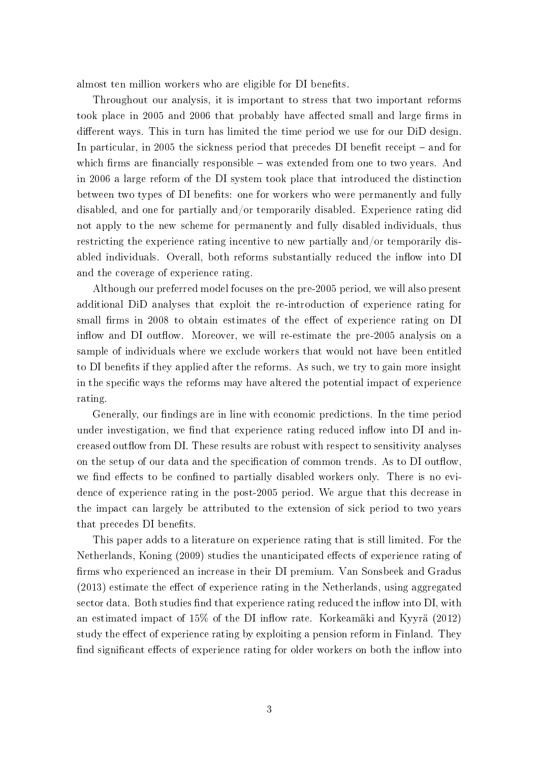almost ten million workers who are eligible for DI benefits.

Throughout our analysis, it is important to stress that two important reforms took place in 2005 and 2006 that probably have affected small and large firms in different ways. This in turn has limited the time period we use for our DiD design. In particular, in 2005 the sickness period that precedes DI benefit receipt – and for which firms are financially responsible – was extended from one to two years. And in 2006 a large reform of the DI system took place that introduced the distinction between two types of DI benefits: one for workers who were permanently and fully disabled, and one for partially and/or temporarily disabled. Experience rating did not apply to the new scheme for permanently and fully disabled individuals, thus restricting the experience rating incentive to new partially and/or temporarily disabled individuals. Overall, both reforms substantially reduced the inflow into DI and the coverage of experience rating.

Although our preferred model focuses on the pre-2005 period, we will also present additional DiD analyses that exploit the re-introduction of experience rating for small firms in 2008 to obtain estimates of the effect of experience rating on DI inflow and DI outflow. Moreover, we will re-estimate the pre-2005 analysis on a sample of individuals where we exclude workers that would not have been entitled to DI benefits if they applied after the reforms. As such, we try to gain more insight in the specific ways the reforms may have altered the potential impact of experience rating.

Generally, our findings are in line with economic predictions. In the time period under investigation, we find that experience rating reduced inflow into DI and increased outflow from DI. These results are robust with respect to sensitivity analyses on the setup of our data and the specification of common trends. As to DI outflow, we find effects to be confined to partially disabled workers only. There is no evidence of experience rating in the post-2005 period. We argue that this decrease in the impact can largely be attributed to the extension of sick period to two years that precedes DI benefits.

This paper adds to a literature on experience rating that is still limited. For the Netherlands, Koning (2009) studies the unanticipated effects of experience rating of firms who experienced an increase in their DI premium. Van Sonsbeek and Gradus (2013) estimate the effect of experience rating in the Netherlands, using aggregated sector data. Both studies find that experience rating reduced the inflow into DI, with an estimated impact of 15% of the DI inflow rate. Korkeamäki and Kyyrä (2012) study the effect of experience rating by exploiting a pension reform in Finland. They find significant effects of experience rating for older workers on both the inflow into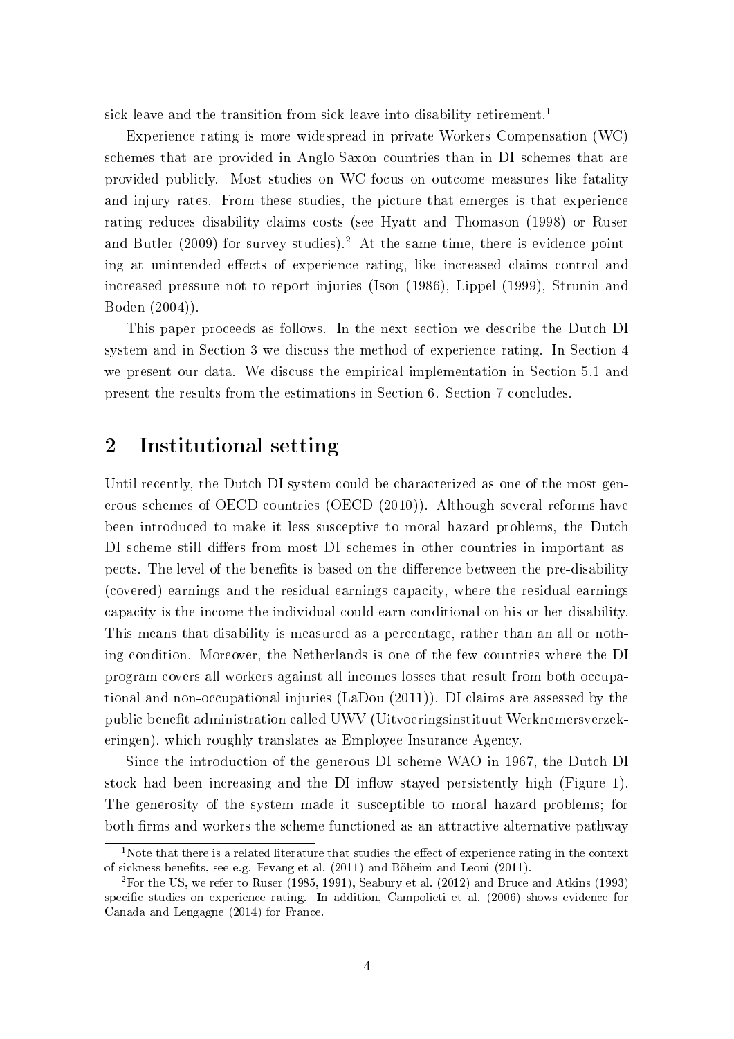sick leave and the transition from sick leave into disability retirement.[1]

Experience rating is more widespread in private Workers Compensation (WC) schemes that are provided in Anglo-Saxon countries than in DI schemes that are provided publicly. Most studies on WC focus on outcome measures like fatality and injury rates. From these studies, the picture that emerges is that experience rating reduces disability claims costs (see Hyatt and Thomason (1998) or Ruser and Butler (2009) for survey studies).[2] At the same time, there is evidence pointing at unintended effects of experience rating, like increased claims control and increased pressure not to report injuries (Ison (1986), Lippel (1999), Strunin and Boden (2004)).

This paper proceeds as follows. In the next section we describe the Dutch DI system and in Section 3 we discuss the method of experience rating. In Section 4 we present our data. We discuss the empirical implementation in Section 5.1 and present the results from the estimations in Section 6. Section 7 concludes.

## 2 Institutional setting

Until recently, the Dutch DI system could be characterized as one of the most generous schemes of OECD countries (OECD (2010)). Although several reforms have been introduced to make it less susceptive to moral hazard problems, the Dutch DI scheme still differs from most DI schemes in other countries in important aspects. The level of the benefits is based on the difference between the pre-disability (covered) earnings and the residual earnings capacity, where the residual earnings capacity is the income the individual could earn conditional on his or her disability. This means that disability is measured as a percentage, rather than an all or nothing condition. Moreover, the Netherlands is one of the few countries where the DI program covers all workers against all incomes losses that result from both occupational and non-occupational injuries (LaDou (2011)). DI claims are assessed by the public benefit administration called UWV (Uitvoeringsinstituut Werknemersverzekeringen), which roughly translates as Employee Insurance Agency.

Since the introduction of the generous DI scheme WAO in 1967, the Dutch DI stock had been increasing and the DI inflow stayed persistently high (Figure 1). The generosity of the system made it susceptible to moral hazard problems; for both firms and workers the scheme functioned as an attractive alternative pathway

[1] Note that there is a related literature that studies the effect of experience rating in the context of sickness benefits, see e.g. Fevang et al. (2011) and Böheim and Leoni (2011).

[2] For the US, we refer to Ruser (1985, 1991), Seabury et al. (2012) and Bruce and Atkins (1993) specific studies on experience rating. In addition, Campolieti et al. (2006) shows evidence for Canada and Lengagne (2014) for France.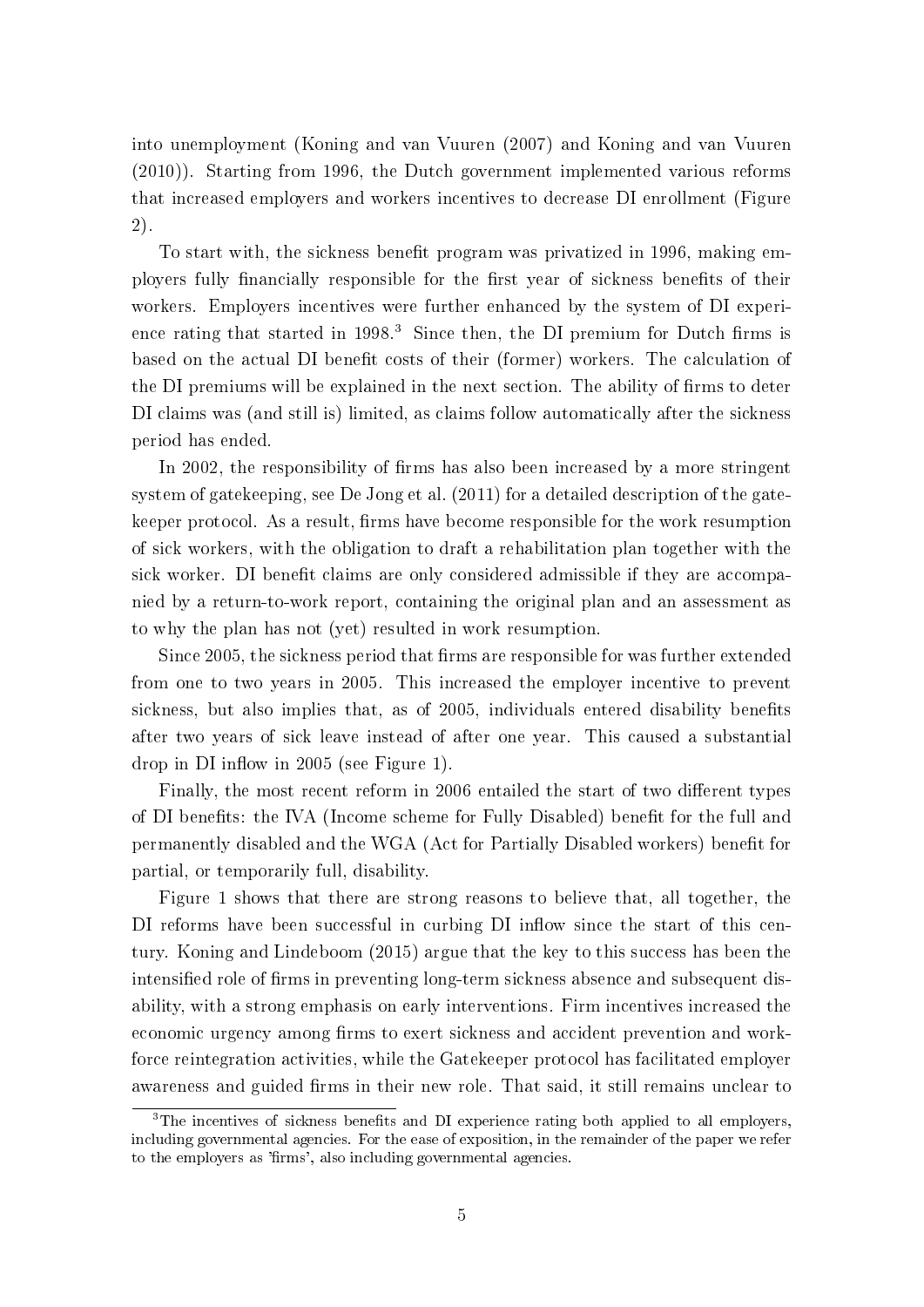into unemployment (Koning and van Vuuren (2007) and Koning and van Vuuren (2010)). Starting from 1996, the Dutch government implemented various reforms that increased employers and workers incentives to decrease DI enrollment (Figure 2).

To start with, the sickness benefit program was privatized in 1996, making employers fully financially responsible for the first year of sickness benefits of their workers. Employers incentives were further enhanced by the system of DI experience rating that started in 1998.[3] Since then, the DI premium for Dutch firms is based on the actual DI benefit costs of their (former) workers. The calculation of the DI premiums will be explained in the next section. The ability of firms to deter DI claims was (and still is) limited, as claims follow automatically after the sickness period has ended.

In 2002, the responsibility of firms has also been increased by a more stringent system of gatekeeping, see De Jong et al. (2011) for a detailed description of the gatekeeper protocol. As a result, firms have become responsible for the work resumption of sick workers, with the obligation to draft a rehabilitation plan together with the sick worker. DI benefit claims are only considered admissible if they are accompanied by a return-to-work report, containing the original plan and an assessment as to why the plan has not (yet) resulted in work resumption.

Since 2005, the sickness period that firms are responsible for was further extended from one to two years in 2005. This increased the employer incentive to prevent sickness, but also implies that, as of 2005, individuals entered disability benefits after two years of sick leave instead of after one year. This caused a substantial drop in DI inflow in 2005 (see Figure 1).

Finally, the most recent reform in 2006 entailed the start of two different types of DI benefits: the IVA (Income scheme for Fully Disabled) benefit for the full and permanently disabled and the WGA (Act for Partially Disabled workers) benefit for partial, or temporarily full, disability.

Figure 1 shows that there are strong reasons to believe that, all together, the DI reforms have been successful in curbing DI inflow since the start of this century. Koning and Lindeboom (2015) argue that the key to this success has been the intensified role of firms in preventing long-term sickness absence and subsequent disability, with a strong emphasis on early interventions. Firm incentives increased the economic urgency among firms to exert sickness and accident prevention and workforce reintegration activities, while the Gatekeeper protocol has facilitated employer awareness and guided firms in their new role. That said, it still remains unclear to

[3] The incentives of sickness benefits and DI experience rating both applied to all employers, including governmental agencies. For the ease of exposition, in the remainder of the paper we refer to the employers as 'firms', also including governmental agencies.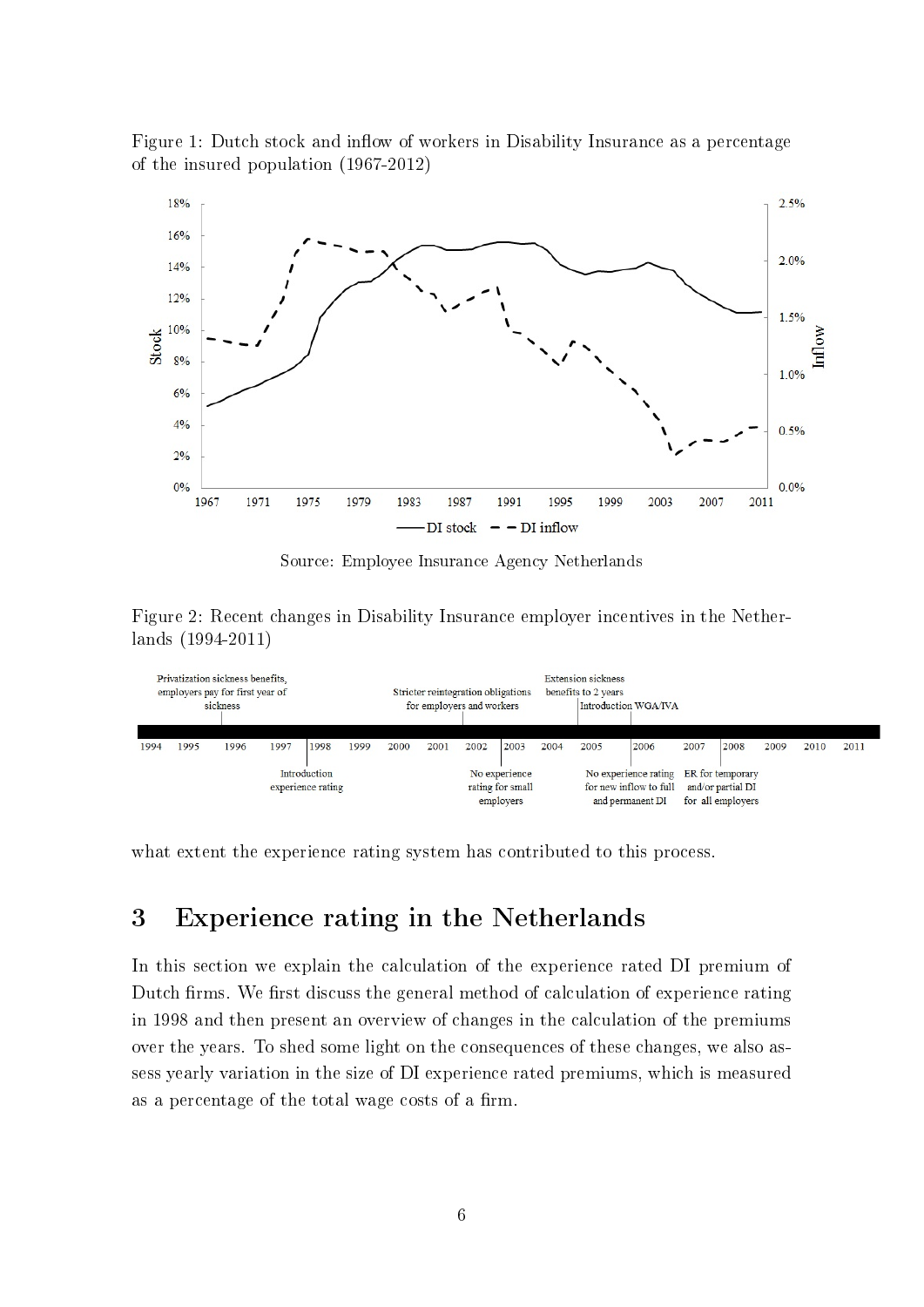Figure 1: Dutch stock and inflow of workers in Disability Insurance as a percentage of the insured population (1967-2012)

Source: Employee Insurance Agency Netherlands

Figure 2: Recent changes in Disability Insurance employer incentives in the Netherlands (1994-2011)

what extent the experience rating system has contributed to this process.

# 3 Experience rating in the Netherlands

In this section we explain the calculation of the experience rated DI premium of Dutch firms. We first discuss the general method of calculation of experience rating in 1998 and then present an overview of changes in the calculation of the premiums over the years. To shed some light on the consequences of these changes, we also assess yearly variation in the size of DI experience rated premiums, which is measured as a percentage of the total wage costs of a firm.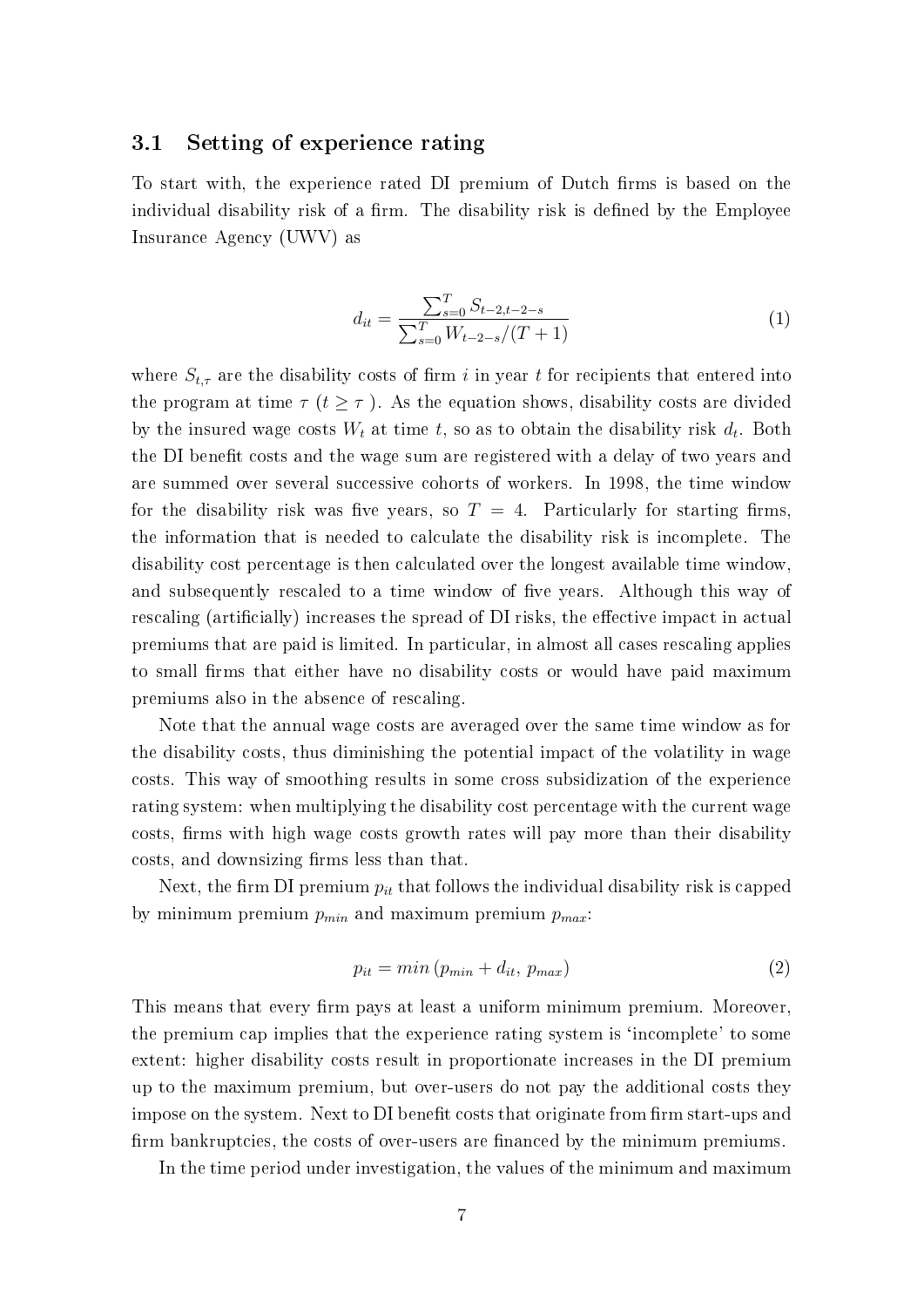### 3.1 Setting of experience rating

To start with, the experience rated DI premium of Dutch firms is based on the individual disability risk of a firm. The disability risk is defined by the Employee Insurance Agency (UWV) as

$$d_{it} = \frac{\sum_{s=0}^{T} S_{t-2,t-2-s}}{\sum_{s=0}^{T} W_{t-2-s}/(T+1)} \tag{1}$$

where $S_{t,\tau}$ are the disability costs of firm $i$ in year $t$ for recipients that entered into the program at time $\tau$ ($t \geq \tau$ ). As the equation shows, disability costs are divided by the insured wage costs $W_t$ at time $t$, so as to obtain the disability risk $d_t$. Both the DI benefit costs and the wage sum are registered with a delay of two years and are summed over several successive cohorts of workers. In 1998, the time window for the disability risk was five years, so $T = 4$. Particularly for starting firms, the information that is needed to calculate the disability risk is incomplete. The disability cost percentage is then calculated over the longest available time window, and subsequently rescaled to a time window of five years. Although this way of rescaling (artificially) increases the spread of DI risks, the effective impact in actual premiums that are paid is limited. In particular, in almost all cases rescaling applies to small firms that either have no disability costs or would have paid maximum premiums also in the absence of rescaling.

Note that the annual wage costs are averaged over the same time window as for the disability costs, thus diminishing the potential impact of the volatility in wage costs. This way of smoothing results in some cross subsidization of the experience rating system: when multiplying the disability cost percentage with the current wage costs, firms with high wage costs growth rates will pay more than their disability costs, and downsizing firms less than that.

Next, the firm DI premium $p_{it}$ that follows the individual disability risk is capped by minimum premium $p_{min}$ and maximum premium $p_{max}$:

$$p_{it} = min\,(p_{min} + d_{it},\, p_{max}) \tag{2}$$

This means that every firm pays at least a uniform minimum premium. Moreover, the premium cap implies that the experience rating system is 'incomplete' to some extent: higher disability costs result in proportionate increases in the DI premium up to the maximum premium, but over-users do not pay the additional costs they impose on the system. Next to DI benefit costs that originate from firm start-ups and firm bankruptcies, the costs of over-users are financed by the minimum premiums.

In the time period under investigation, the values of the minimum and maximum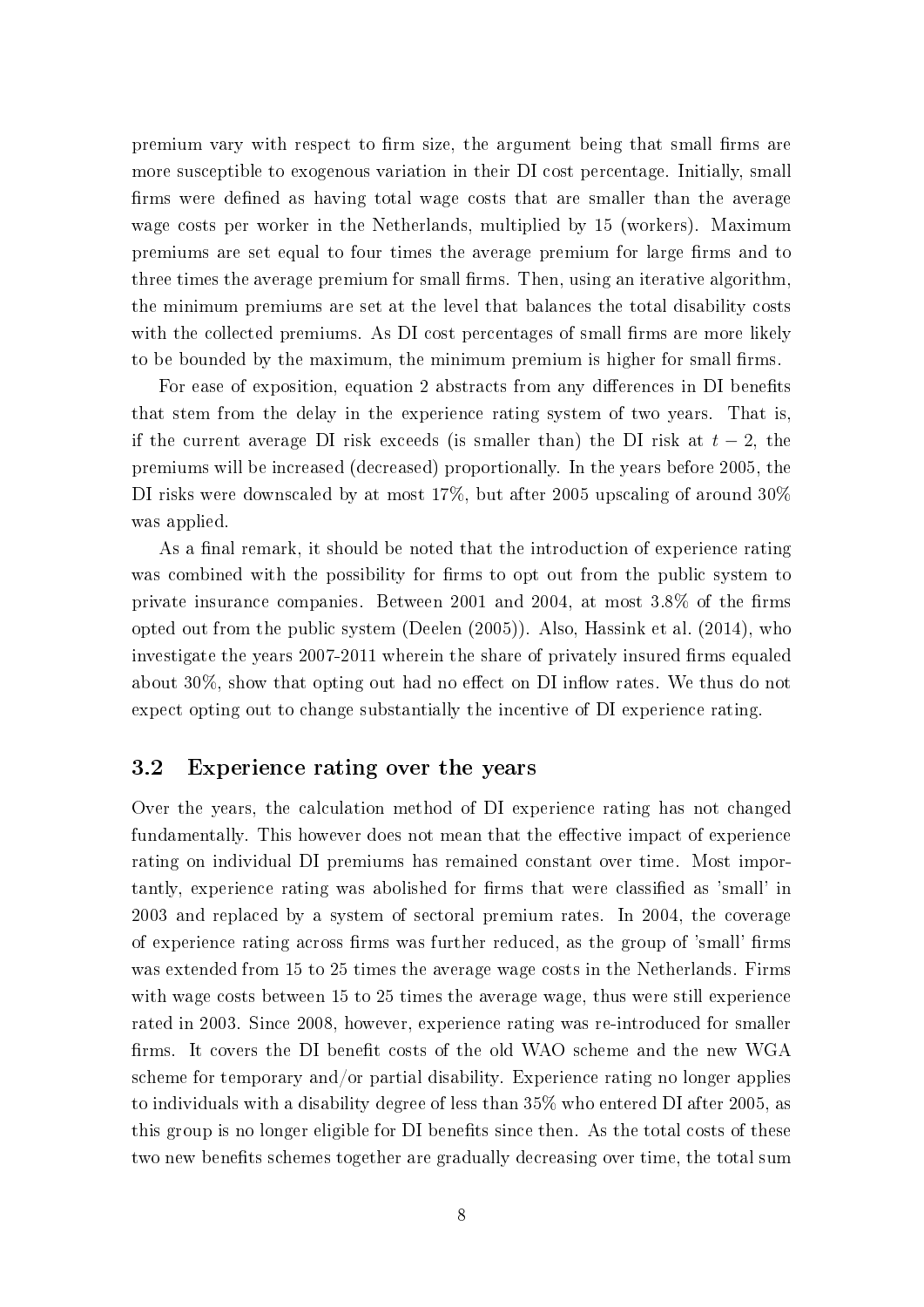premium vary with respect to firm size, the argument being that small firms are more susceptible to exogenous variation in their DI cost percentage. Initially, small firms were defined as having total wage costs that are smaller than the average wage costs per worker in the Netherlands, multiplied by 15 (workers). Maximum premiums are set equal to four times the average premium for large firms and to three times the average premium for small firms. Then, using an iterative algorithm, the minimum premiums are set at the level that balances the total disability costs with the collected premiums. As DI cost percentages of small firms are more likely to be bounded by the maximum, the minimum premium is higher for small firms.

For ease of exposition, equation 2 abstracts from any differences in DI benefits that stem from the delay in the experience rating system of two years. That is, if the current average DI risk exceeds (is smaller than) the DI risk at $t-2$, the premiums will be increased (decreased) proportionally. In the years before 2005, the DI risks were downscaled by at most 17%, but after 2005 upscaling of around 30% was applied.

As a final remark, it should be noted that the introduction of experience rating was combined with the possibility for firms to opt out from the public system to private insurance companies. Between 2001 and 2004, at most 3.8% of the firms opted out from the public system (Deelen (2005)). Also, Hassink et al. (2014), who investigate the years 2007-2011 wherein the share of privately insured firms equaled about 30%, show that opting out had no effect on DI inflow rates. We thus do not expect opting out to change substantially the incentive of DI experience rating.

### 3.2 Experience rating over the years

Over the years, the calculation method of DI experience rating has not changed fundamentally. This however does not mean that the effective impact of experience rating on individual DI premiums has remained constant over time. Most importantly, experience rating was abolished for firms that were classified as 'small' in 2003 and replaced by a system of sectoral premium rates. In 2004, the coverage of experience rating across firms was further reduced, as the group of 'small' firms was extended from 15 to 25 times the average wage costs in the Netherlands. Firms with wage costs between 15 to 25 times the average wage, thus were still experience rated in 2003. Since 2008, however, experience rating was re-introduced for smaller firms. It covers the DI benefit costs of the old WAO scheme and the new WGA scheme for temporary and/or partial disability. Experience rating no longer applies to individuals with a disability degree of less than 35% who entered DI after 2005, as this group is no longer eligible for DI benefits since then. As the total costs of these two new benefits schemes together are gradually decreasing over time, the total sum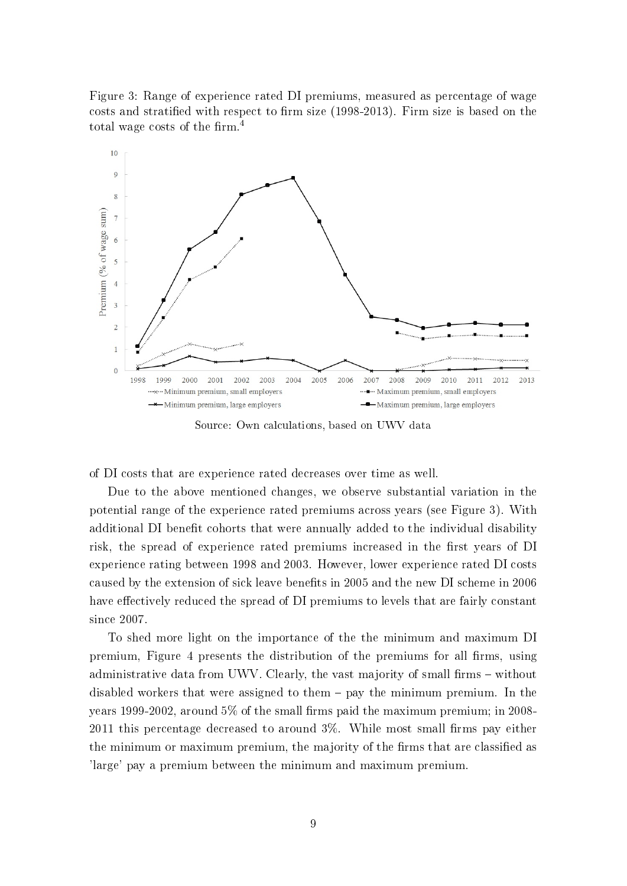Figure 3: Range of experience rated DI premiums, measured as percentage of wage costs and stratified with respect to firm size (1998-2013). Firm size is based on the total wage costs of the firm.[4]

Source: Own calculations, based on UWV data

of DI costs that are experience rated decreases over time as well.

Due to the above mentioned changes, we observe substantial variation in the potential range of the experience rated premiums across years (see Figure 3). With additional DI benefit cohorts that were annually added to the individual disability risk, the spread of experience rated premiums increased in the first years of DI experience rating between 1998 and 2003. However, lower experience rated DI costs caused by the extension of sick leave benefits in 2005 and the new DI scheme in 2006 have effectively reduced the spread of DI premiums to levels that are fairly constant since 2007.

To shed more light on the importance of the the minimum and maximum DI premium, Figure 4 presents the distribution of the premiums for all firms, using administrative data from UWV. Clearly, the vast majority of small firms – without disabled workers that were assigned to them – pay the minimum premium. In the years 1999-2002, around 5% of the small firms paid the maximum premium; in 2008-2011 this percentage decreased to around 3%. While most small firms pay either the minimum or maximum premium, the majority of the firms that are classified as 'large' pay a premium between the minimum and maximum premium.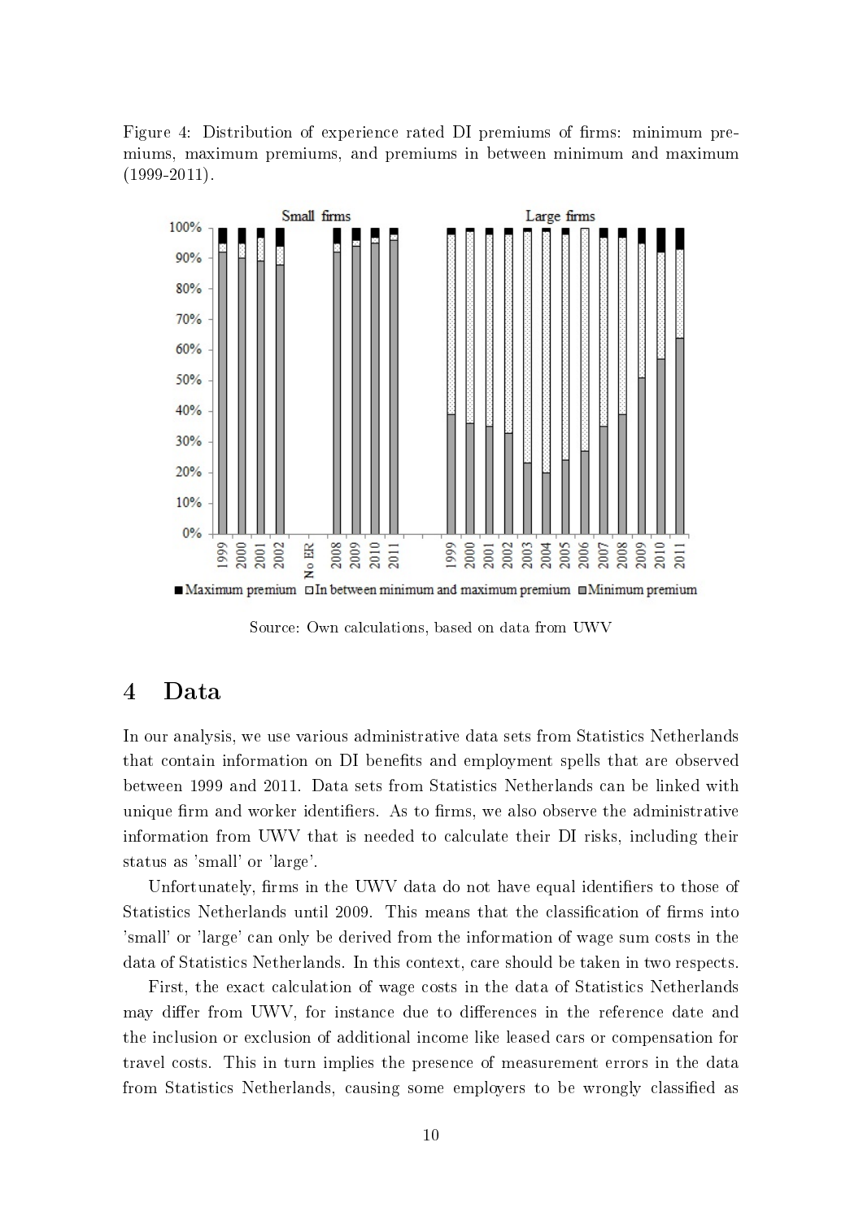Figure 4: Distribution of experience rated DI premiums of firms: minimum premiums, maximum premiums, and premiums in between minimum and maximum (1999-2011).

Source: Own calculations, based on data from UWV

# 4 Data

In our analysis, we use various administrative data sets from Statistics Netherlands that contain information on DI benefits and employment spells that are observed between 1999 and 2011. Data sets from Statistics Netherlands can be linked with unique firm and worker identifiers. As to firms, we also observe the administrative information from UWV that is needed to calculate their DI risks, including their status as 'small' or 'large'.

Unfortunately, firms in the UWV data do not have equal identifiers to those of Statistics Netherlands until 2009. This means that the classification of firms into 'small' or 'large' can only be derived from the information of wage sum costs in the data of Statistics Netherlands. In this context, care should be taken in two respects.

First, the exact calculation of wage costs in the data of Statistics Netherlands may differ from UWV, for instance due to differences in the reference date and the inclusion or exclusion of additional income like leased cars or compensation for travel costs. This in turn implies the presence of measurement errors in the data from Statistics Netherlands, causing some employers to be wrongly classified as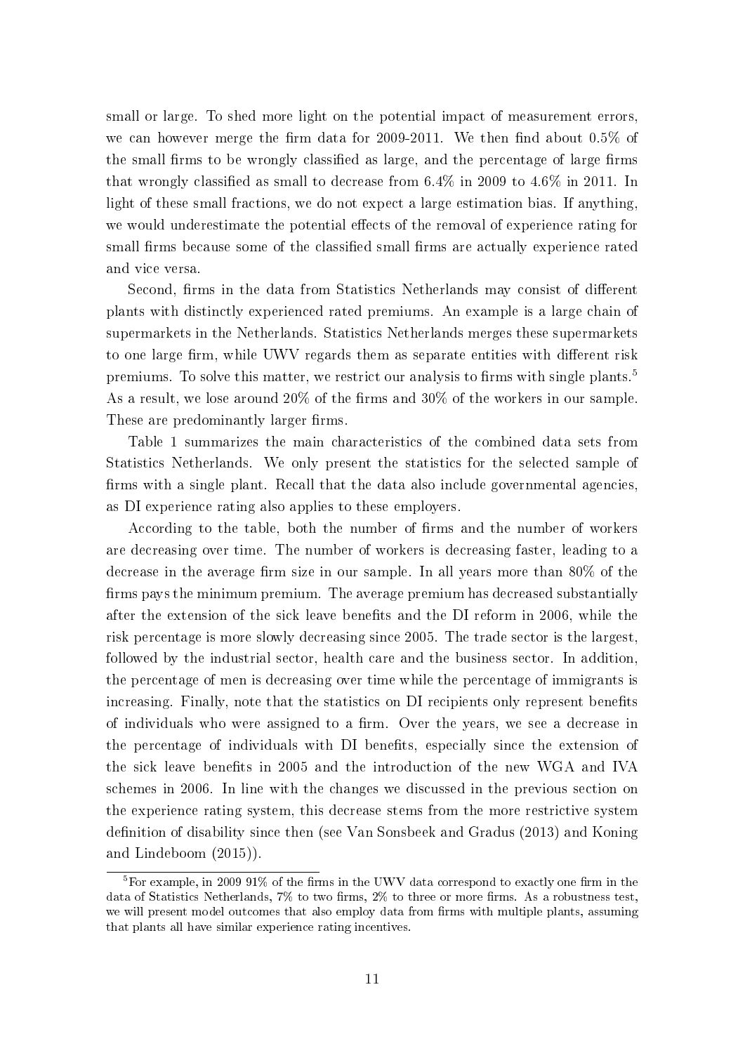small or large. To shed more light on the potential impact of measurement errors, we can however merge the firm data for 2009-2011. We then find about 0.5% of the small firms to be wrongly classified as large, and the percentage of large firms that wrongly classified as small to decrease from 6.4% in 2009 to 4.6% in 2011. In light of these small fractions, we do not expect a large estimation bias. If anything, we would underestimate the potential effects of the removal of experience rating for small firms because some of the classified small firms are actually experience rated and vice versa.

Second, firms in the data from Statistics Netherlands may consist of different plants with distinctly experienced rated premiums. An example is a large chain of supermarkets in the Netherlands. Statistics Netherlands merges these supermarkets to one large firm, while UWV regards them as separate entities with different risk premiums. To solve this matter, we restrict our analysis to firms with single plants.[5] As a result, we lose around 20% of the firms and 30% of the workers in our sample. These are predominantly larger firms.

Table 1 summarizes the main characteristics of the combined data sets from Statistics Netherlands. We only present the statistics for the selected sample of firms with a single plant. Recall that the data also include governmental agencies, as DI experience rating also applies to these employers.

According to the table, both the number of firms and the number of workers are decreasing over time. The number of workers is decreasing faster, leading to a decrease in the average firm size in our sample. In all years more than 80% of the firms pays the minimum premium. The average premium has decreased substantially after the extension of the sick leave benefits and the DI reform in 2006, while the risk percentage is more slowly decreasing since 2005. The trade sector is the largest, followed by the industrial sector, health care and the business sector. In addition, the percentage of men is decreasing over time while the percentage of immigrants is increasing. Finally, note that the statistics on DI recipients only represent benefits of individuals who were assigned to a firm. Over the years, we see a decrease in the percentage of individuals with DI benefits, especially since the extension of the sick leave benefits in 2005 and the introduction of the new WGA and IVA schemes in 2006. In line with the changes we discussed in the previous section on the experience rating system, this decrease stems from the more restrictive system definition of disability since then (see Van Sonsbeek and Gradus (2013) and Koning and Lindeboom (2015)).

[5] For example, in 2009 91% of the firms in the UWV data correspond to exactly one firm in the data of Statistics Netherlands, 7% to two firms, 2% to three or more firms. As a robustness test, we will present model outcomes that also employ data from firms with multiple plants, assuming that plants all have similar experience rating incentives.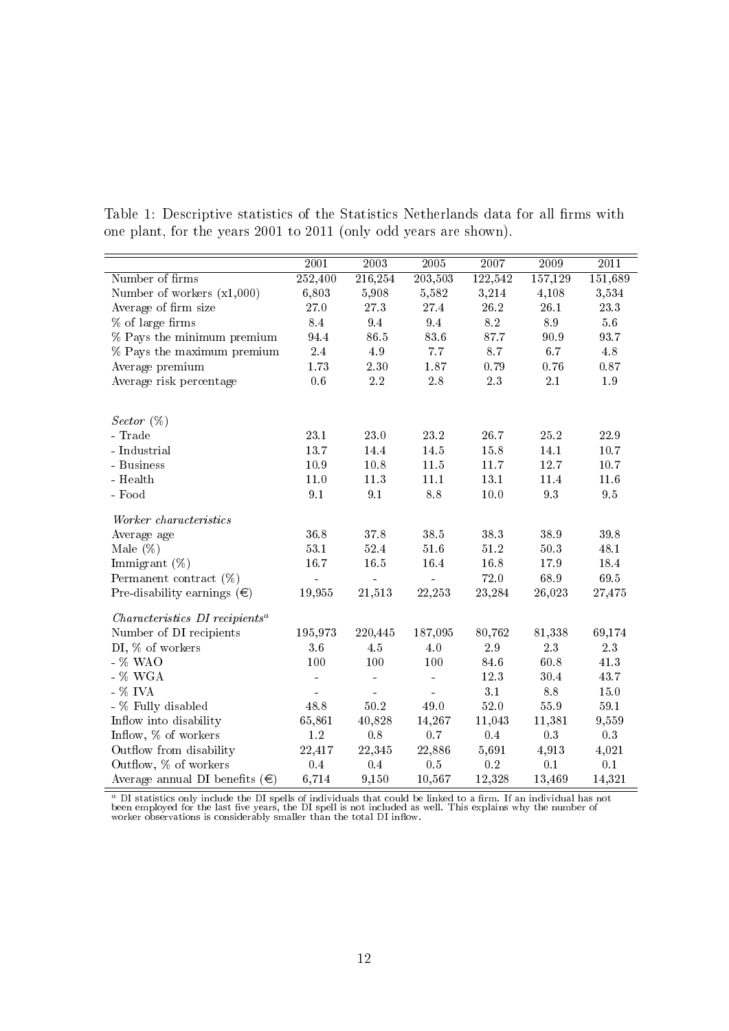Table 1: Descriptive statistics of the Statistics Netherlands data for all firms with one plant, for the years 2001 to 2011 (only odd years are shown).

| | 2001 | 2003 | 2005 | 2007 | 2009 | 2011 |
|---|---|---|---|---|---|---|
| Number of firms | 252,400 | 216,254 | 203,503 | 122,542 | 157,129 | 151,689 |
| Number of workers (x1,000) | 6,803 | 5,908 | 5,582 | 3,214 | 4,108 | 3,534 |
| Average of firm size | 27.0 | 27.3 | 27.4 | 26.2 | 26.1 | 23.3 |
| % of large firms | 8.4 | 9.4 | 9.4 | 8.2 | 8.9 | 5.6 |
| % Pays the minimum premium | 94.4 | 86.5 | 83.6 | 87.7 | 90.9 | 93.7 |
| % Pays the maximum premium | 2.4 | 4.9 | 7.7 | 8.7 | 6.7 | 4.8 |
| Average premium | 1.73 | 2.30 | 1.87 | 0.79 | 0.76 | 0.87 |
| Average risk percentage | 0.6 | 2.2 | 2.8 | 2.3 | 2.1 | 1.9 |
| | | | | | | |
| *Sector* (%) | | | | | | |
| - Trade | 23.1 | 23.0 | 23.2 | 26.7 | 25.2 | 22.9 |
| - Industrial | 13.7 | 14.4 | 14.5 | 15.8 | 14.1 | 10.7 |
| - Business | 10.9 | 10.8 | 11.5 | 11.7 | 12.7 | 10.7 |
| - Health | 11.0 | 11.3 | 11.1 | 13.1 | 11.4 | 11.6 |
| - Food | 9.1 | 9.1 | 8.8 | 10.0 | 9.3 | 9.5 |
| | | | | | | |
| *Worker characteristics* | | | | | | |
| Average age | 36.8 | 37.8 | 38.5 | 38.3 | 38.9 | 39.8 |
| Male (%) | 53.1 | 52.4 | 51.6 | 51.2 | 50.3 | 48.1 |
| Immigrant (%) | 16.7 | 16.5 | 16.4 | 16.8 | 17.9 | 18.4 |
| Permanent contract (%) | - | - | - | 72.0 | 68.9 | 69.5 |
| Pre-disability earnings (€) | 19,955 | 21,513 | 22,253 | 23,284 | 26,023 | 27,475 |
| | | | | | | |
| *Characteristics DI recipients*[a] | | | | | | |
| Number of DI recipients | 195,973 | 220,445 | 187,095 | 80,762 | 81,338 | 69,174 |
| DI, % of workers | 3.6 | 4.5 | 4.0 | 2.9 | 2.3 | 2.3 |
| - % WAO | 100 | 100 | 100 | 84.6 | 60.8 | 41.3 |
| - % WGA | - | - | - | 12.3 | 30.4 | 43.7 |
| - % IVA | - | - | - | 3.1 | 8.8 | 15.0 |
| - % Fully disabled | 48.8 | 50.2 | 49.0 | 52.0 | 55.9 | 59.1 |
| Inflow into disability | 65,861 | 40,828 | 14,267 | 11,043 | 11,381 | 9,559 |
| Inflow, % of workers | 1.2 | 0.8 | 0.7 | 0.4 | 0.3 | 0.3 |
| Outflow from disability | 22,417 | 22,345 | 22,886 | 5,691 | 4,913 | 4,021 |
| Outflow, % of workers | 0.4 | 0.4 | 0.5 | 0.2 | 0.1 | 0.1 |
| Average annual DI benefits (€) | 6,714 | 9,150 | 10,567 | 12,328 | 13,469 | 14,321 |

[a] DI statistics only include the DI spells of individuals that could be linked to a firm. If an individual has not been employed for the last five years, the DI spell is not included as well. This explains why the number of worker observations is considerably smaller than the total DI inflow.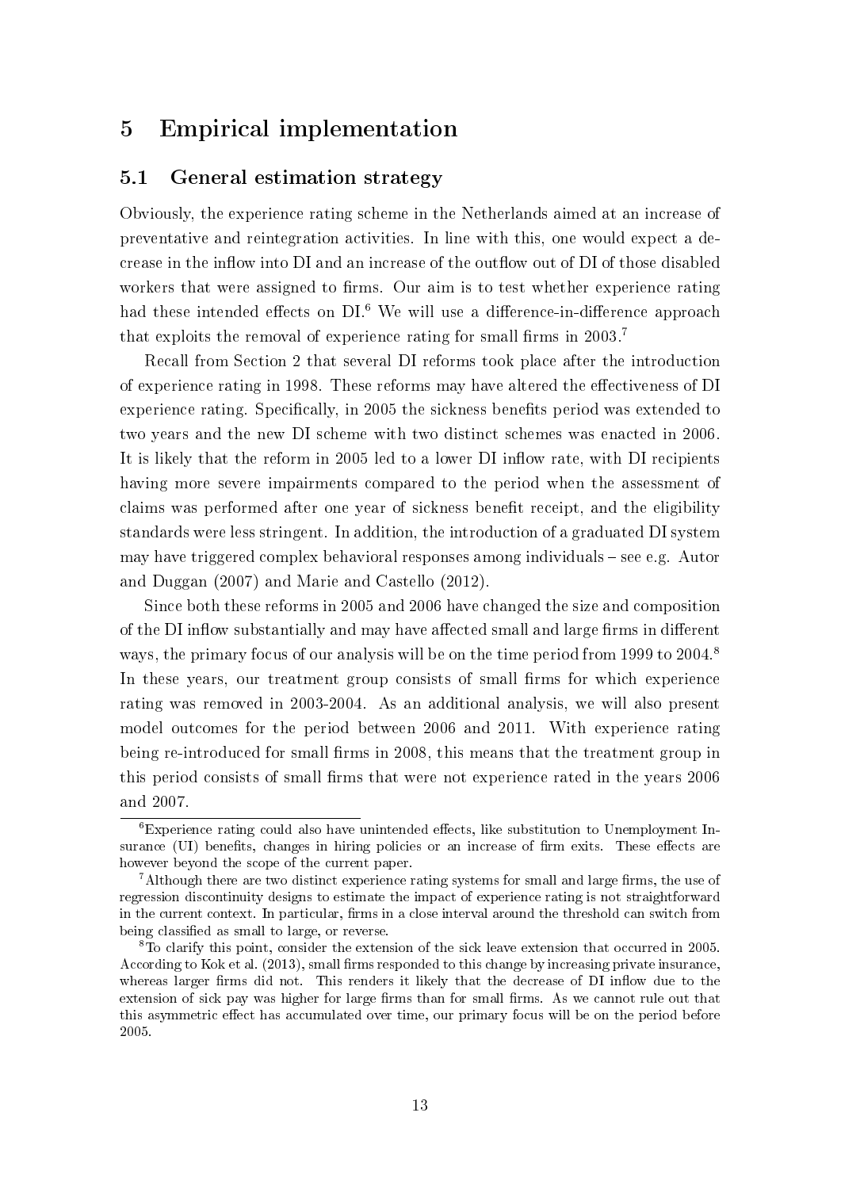# 5 Empirical implementation

## 5.1 General estimation strategy

Obviously, the experience rating scheme in the Netherlands aimed at an increase of preventative and reintegration activities. In line with this, one would expect a decrease in the inflow into DI and an increase of the outflow out of DI of those disabled workers that were assigned to firms. Our aim is to test whether experience rating had these intended effects on DI.[6] We will use a difference-in-difference approach that exploits the removal of experience rating for small firms in 2003.[7]

Recall from Section 2 that several DI reforms took place after the introduction of experience rating in 1998. These reforms may have altered the effectiveness of DI experience rating. Specifically, in 2005 the sickness benefits period was extended to two years and the new DI scheme with two distinct schemes was enacted in 2006. It is likely that the reform in 2005 led to a lower DI inflow rate, with DI recipients having more severe impairments compared to the period when the assessment of claims was performed after one year of sickness benefit receipt, and the eligibility standards were less stringent. In addition, the introduction of a graduated DI system may have triggered complex behavioral responses among individuals – see e.g. Autor and Duggan (2007) and Marie and Castello (2012).

Since both these reforms in 2005 and 2006 have changed the size and composition of the DI inflow substantially and may have affected small and large firms in different ways, the primary focus of our analysis will be on the time period from 1999 to 2004.[8] In these years, our treatment group consists of small firms for which experience rating was removed in 2003-2004. As an additional analysis, we will also present model outcomes for the period between 2006 and 2011. With experience rating being re-introduced for small firms in 2008, this means that the treatment group in this period consists of small firms that were not experience rated in the years 2006 and 2007.

[6] Experience rating could also have unintended effects, like substitution to Unemployment Insurance (UI) benefits, changes in hiring policies or an increase of firm exits. These effects are however beyond the scope of the current paper.

[7] Although there are two distinct experience rating systems for small and large firms, the use of regression discontinuity designs to estimate the impact of experience rating is not straightforward in the current context. In particular, firms in a close interval around the threshold can switch from being classified as small to large, or reverse.

[8] To clarify this point, consider the extension of the sick leave extension that occurred in 2005. According to Kok et al. (2013), small firms responded to this change by increasing private insurance, whereas larger firms did not. This renders it likely that the decrease of DI inflow due to the extension of sick pay was higher for large firms than for small firms. As we cannot rule out that this asymmetric effect has accumulated over time, our primary focus will be on the period before 2005.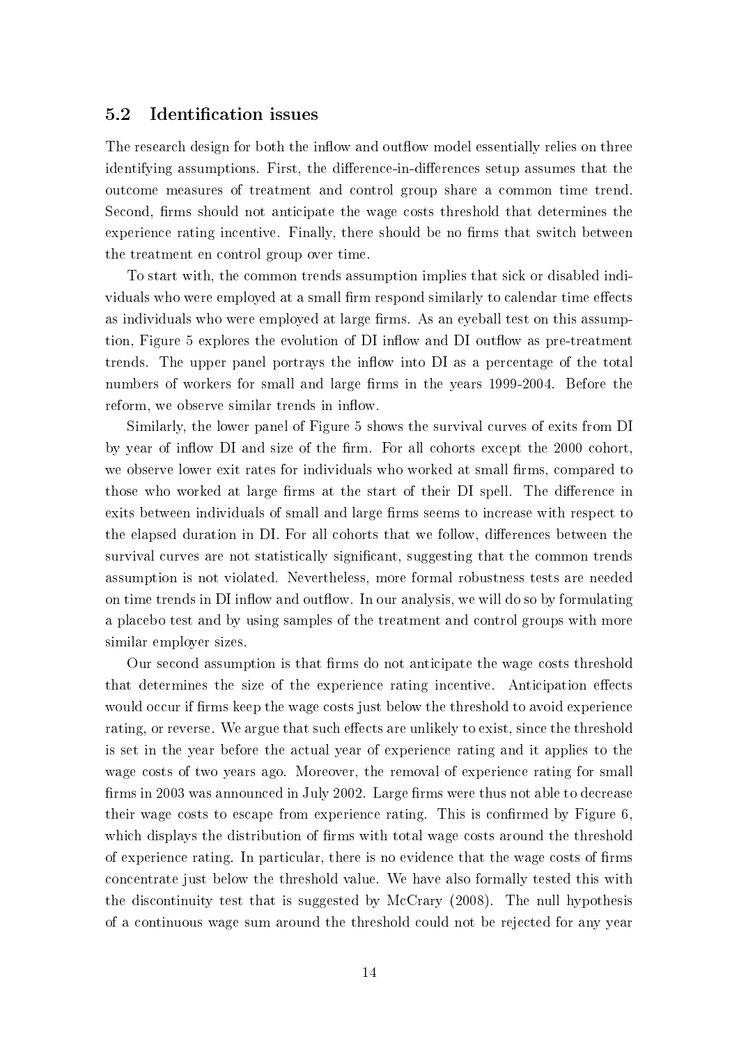## 5.2 Identification issues

The research design for both the inflow and outflow model essentially relies on three identifying assumptions. First, the difference-in-differences setup assumes that the outcome measures of treatment and control group share a common time trend. Second, firms should not anticipate the wage costs threshold that determines the experience rating incentive. Finally, there should be no firms that switch between the treatment en control group over time.

To start with, the common trends assumption implies that sick or disabled individuals who were employed at a small firm respond similarly to calendar time effects as individuals who were employed at large firms. As an eyeball test on this assumption, Figure 5 explores the evolution of DI inflow and DI outflow as pre-treatment trends. The upper panel portrays the inflow into DI as a percentage of the total numbers of workers for small and large firms in the years 1999-2004. Before the reform, we observe similar trends in inflow.

Similarly, the lower panel of Figure 5 shows the survival curves of exits from DI by year of inflow DI and size of the firm. For all cohorts except the 2000 cohort, we observe lower exit rates for individuals who worked at small firms, compared to those who worked at large firms at the start of their DI spell. The difference in exits between individuals of small and large firms seems to increase with respect to the elapsed duration in DI. For all cohorts that we follow, differences between the survival curves are not statistically significant, suggesting that the common trends assumption is not violated. Nevertheless, more formal robustness tests are needed on time trends in DI inflow and outflow. In our analysis, we will do so by formulating a placebo test and by using samples of the treatment and control groups with more similar employer sizes.

Our second assumption is that firms do not anticipate the wage costs threshold that determines the size of the experience rating incentive. Anticipation effects would occur if firms keep the wage costs just below the threshold to avoid experience rating, or reverse. We argue that such effects are unlikely to exist, since the threshold is set in the year before the actual year of experience rating and it applies to the wage costs of two years ago. Moreover, the removal of experience rating for small firms in 2003 was announced in July 2002. Large firms were thus not able to decrease their wage costs to escape from experience rating. This is confirmed by Figure 6, which displays the distribution of firms with total wage costs around the threshold of experience rating. In particular, there is no evidence that the wage costs of firms concentrate just below the threshold value. We have also formally tested this with the discontinuity test that is suggested by McCrary (2008). The null hypothesis of a continuous wage sum around the threshold could not be rejected for any year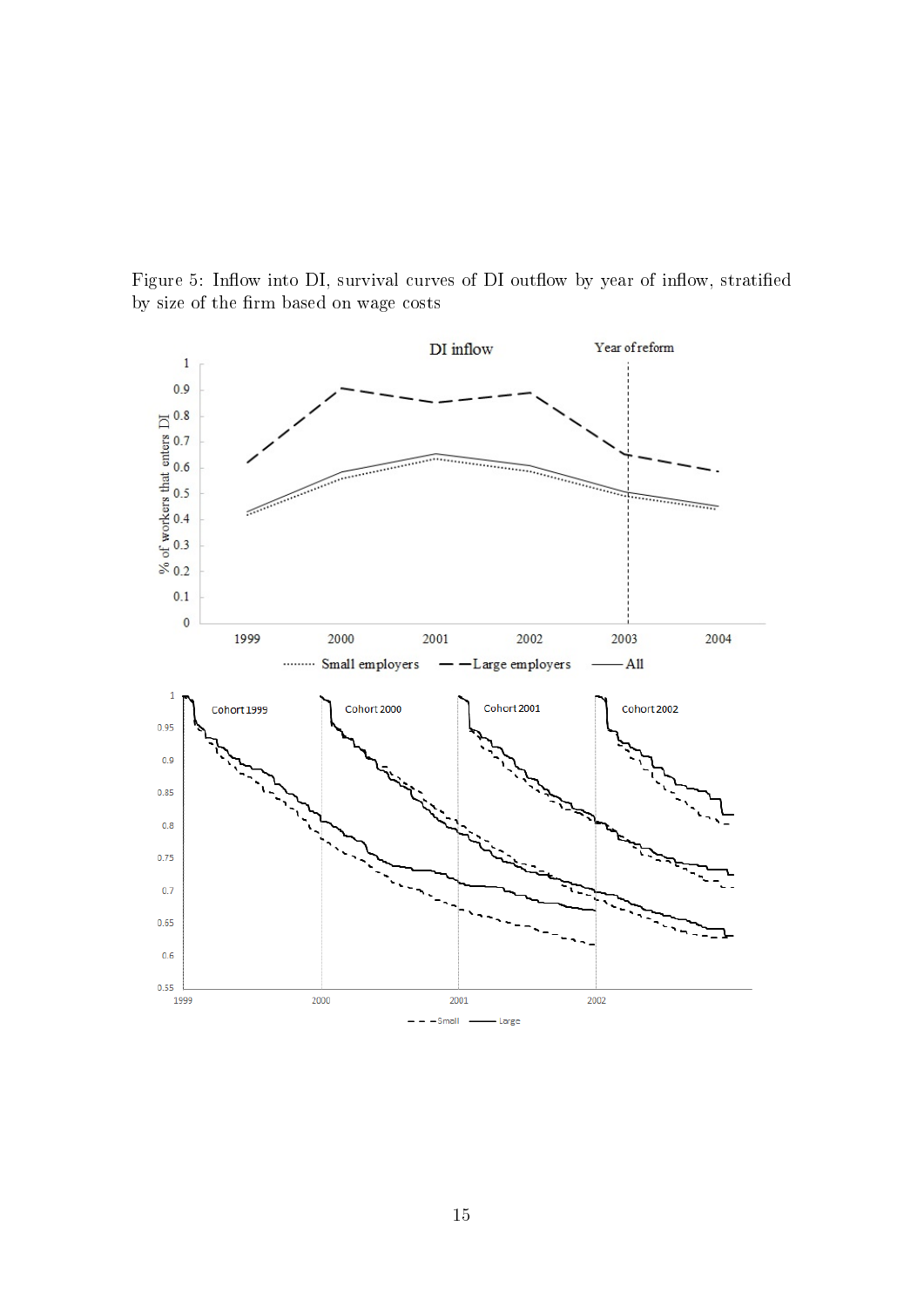Figure 5: Inflow into DI, survival curves of DI outflow by year of inflow, stratified by size of the firm based on wage costs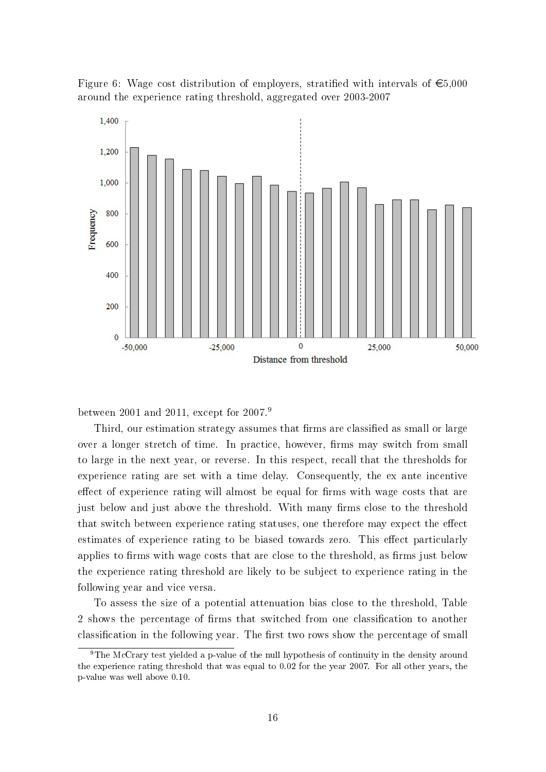Figure 6: Wage cost distribution of employers, stratified with intervals of €5,000 around the experience rating threshold, aggregated over 2003-2007

between 2001 and 2011, except for 2007.[9]

Third, our estimation strategy assumes that firms are classified as small or large over a longer stretch of time. In practice, however, firms may switch from small to large in the next year, or reverse. In this respect, recall that the thresholds for experience rating are set with a time delay. Consequently, the ex ante incentive effect of experience rating will almost be equal for firms with wage costs that are just below and just above the threshold. With many firms close to the threshold that switch between experience rating statuses, one therefore may expect the effect estimates of experience rating to be biased towards zero. This effect particularly applies to firms with wage costs that are close to the threshold, as firms just below the experience rating threshold are likely to be subject to experience rating in the following year and vice versa.

To assess the size of a potential attenuation bias close to the threshold, Table 2 shows the percentage of firms that switched from one classification to another classification in the following year. The first two rows show the percentage of small

[9] The McCrary test yielded a p-value of the null hypothesis of continuity in the density around the experience rating threshold that was equal to 0.02 for the year 2007. For all other years, the p-value was well above 0.10.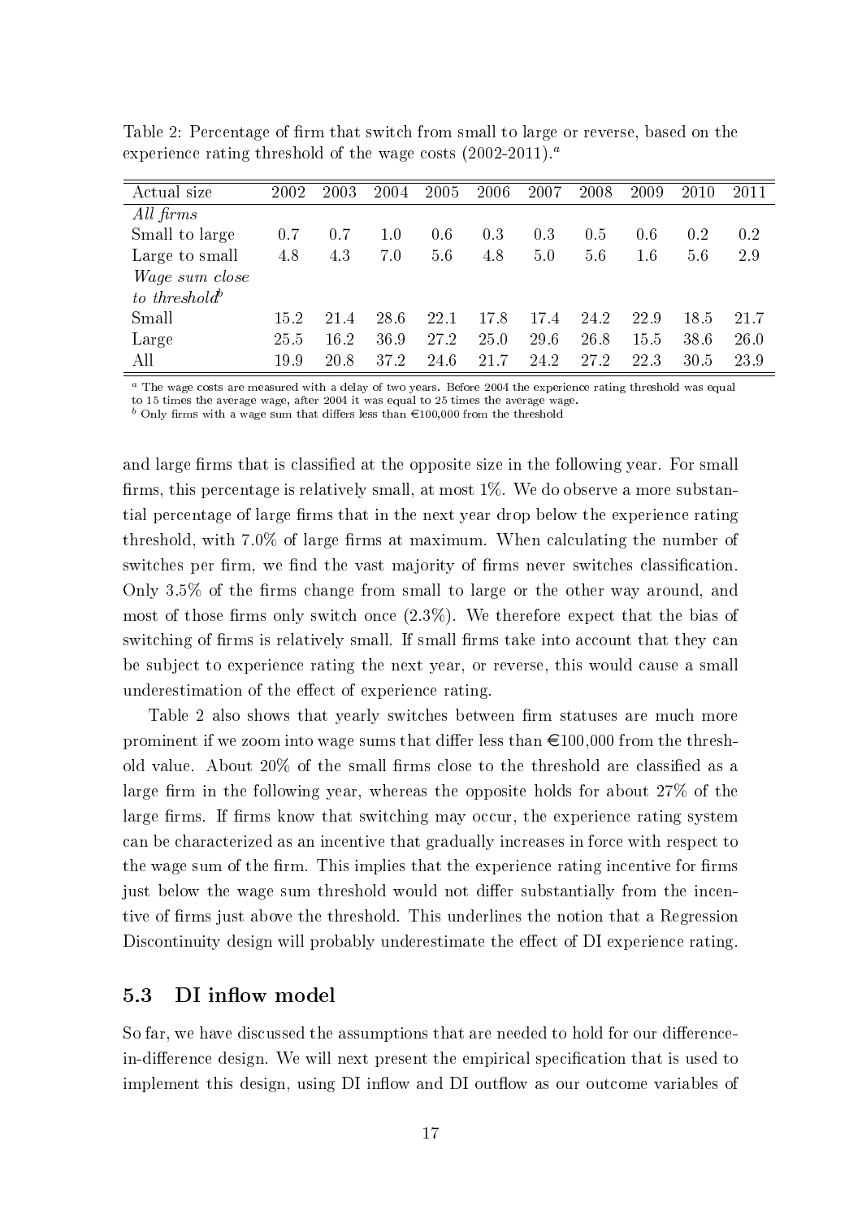Table 2: Percentage of firm that switch from small to large or reverse, based on the experience rating threshold of the wage costs (2002-2011).[a]

| Actual size | 2002 | 2003 | 2004 | 2005 | 2006 | 2007 | 2008 | 2009 | 2010 | 2011 |
|---|---|---|---|---|---|---|---|---|---|---|
| *All firms* | | | | | | | | | | |
| Small to large | 0.7 | 0.7 | 1.0 | 0.6 | 0.3 | 0.3 | 0.5 | 0.6 | 0.2 | 0.2 |
| Large to small | 4.8 | 4.3 | 7.0 | 5.6 | 4.8 | 5.0 | 5.6 | 1.6 | 5.6 | 2.9 |
| *Wage sum close to threshold*[b] | | | | | | | | | | |
| Small | 15.2 | 21.4 | 28.6 | 22.1 | 17.8 | 17.4 | 24.2 | 22.9 | 18.5 | 21.7 |
| Large | 25.5 | 16.2 | 36.9 | 27.2 | 25.0 | 29.6 | 26.8 | 15.5 | 38.6 | 26.0 |
| All | 19.9 | 20.8 | 37.2 | 24.6 | 21.7 | 24.2 | 27.2 | 22.3 | 30.5 | 23.9 |

[a] The wage costs are measured with a delay of two years. Before 2004 the experience rating threshold was equal to 15 times the average wage, after 2004 it was equal to 25 times the average wage.
[b] Only firms with a wage sum that differs less than €100,000 from the threshold

and large firms that is classified at the opposite size in the following year. For small firms, this percentage is relatively small, at most 1%. We do observe a more substantial percentage of large firms that in the next year drop below the experience rating threshold, with 7.0% of large firms at maximum. When calculating the number of switches per firm, we find the vast majority of firms never switches classification. Only 3.5% of the firms change from small to large or the other way around, and most of those firms only switch once (2.3%). We therefore expect that the bias of switching of firms is relatively small. If small firms take into account that they can be subject to experience rating the next year, or reverse, this would cause a small underestimation of the effect of experience rating.

Table 2 also shows that yearly switches between firm statuses are much more prominent if we zoom into wage sums that differ less than €100,000 from the threshold value. About 20% of the small firms close to the threshold are classified as a large firm in the following year, whereas the opposite holds for about 27% of the large firms. If firms know that switching may occur, the experience rating system can be characterized as an incentive that gradually increases in force with respect to the wage sum of the firm. This implies that the experience rating incentive for firms just below the wage sum threshold would not differ substantially from the incentive of firms just above the threshold. This underlines the notion that a Regression Discontinuity design will probably underestimate the effect of DI experience rating.

## 5.3 DI inflow model

So far, we have discussed the assumptions that are needed to hold for our difference-in-difference design. We will next present the empirical specification that is used to implement this design, using DI inflow and DI outflow as our outcome variables of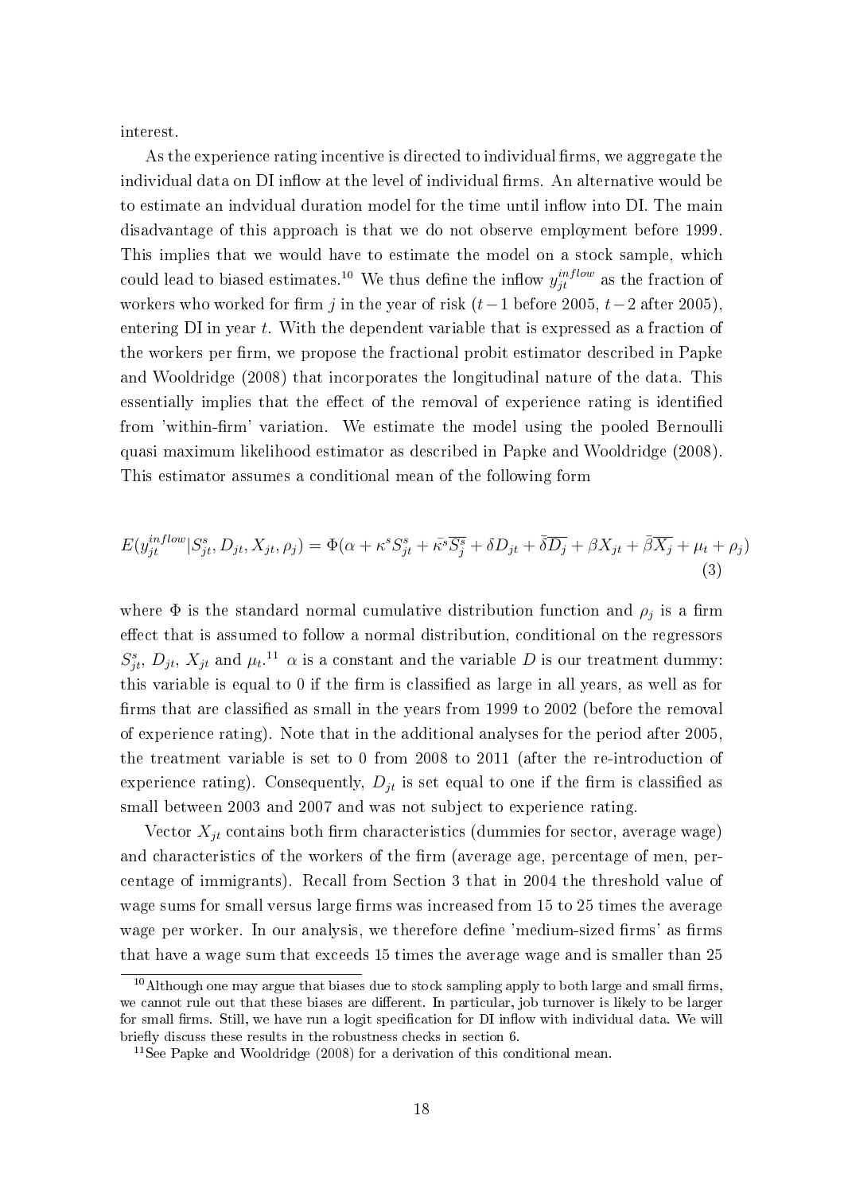interest.

As the experience rating incentive is directed to individual firms, we aggregate the individual data on DI inflow at the level of individual firms. An alternative would be to estimate an indvidual duration model for the time until inflow into DI. The main disadvantage of this approach is that we do not observe employment before 1999. This implies that we would have to estimate the model on a stock sample, which could lead to biased estimates.[10] We thus define the inflow $y_{jt}^{inflow}$ as the fraction of workers who worked for firm $j$ in the year of risk ($t-1$ before 2005, $t-2$ after 2005), entering DI in year $t$. With the dependent variable that is expressed as a fraction of the workers per firm, we propose the fractional probit estimator described in Papke and Wooldridge (2008) that incorporates the longitudinal nature of the data. This essentially implies that the effect of the removal of experience rating is identified from 'within-firm' variation. We estimate the model using the pooled Bernoulli quasi maximum likelihood estimator as described in Papke and Wooldridge (2008). This estimator assumes a conditional mean of the following form

$$E(y_{jt}^{inflow}|S_{jt}^{s}, D_{jt}, X_{jt}, \rho_j) = \Phi(\alpha + \kappa^s S_{jt}^s + \bar{\kappa^s}\overline{S_j^s} + \delta D_{jt} + \bar{\delta}\overline{D_j} + \beta X_{jt} + \bar{\beta}\overline{X_j} + \mu_t + \rho_j) \tag{3}$$

where $\Phi$ is the standard normal cumulative distribution function and $\rho_j$ is a firm effect that is assumed to follow a normal distribution, conditional on the regressors $S_{jt}^s$, $D_{jt}$, $X_{jt}$ and $\mu_t$.[11] $\alpha$ is a constant and the variable $D$ is our treatment dummy: this variable is equal to 0 if the firm is classified as large in all years, as well as for firms that are classified as small in the years from 1999 to 2002 (before the removal of experience rating). Note that in the additional analyses for the period after 2005, the treatment variable is set to 0 from 2008 to 2011 (after the re-introduction of experience rating). Consequently, $D_{jt}$ is set equal to one if the firm is classified as small between 2003 and 2007 and was not subject to experience rating.

Vector $X_{jt}$ contains both firm characteristics (dummies for sector, average wage) and characteristics of the workers of the firm (average age, percentage of men, percentage of immigrants). Recall from Section 3 that in 2004 the threshold value of wage sums for small versus large firms was increased from 15 to 25 times the average wage per worker. In our analysis, we therefore define 'medium-sized firms' as firms that have a wage sum that exceeds 15 times the average wage and is smaller than 25

[10] Although one may argue that biases due to stock sampling apply to both large and small firms, we cannot rule out that these biases are different. In particular, job turnover is likely to be larger for small firms. Still, we have run a logit specification for DI inflow with individual data. We will briefly discuss these results in the robustness checks in section 6.

[11] See Papke and Wooldridge (2008) for a derivation of this conditional mean.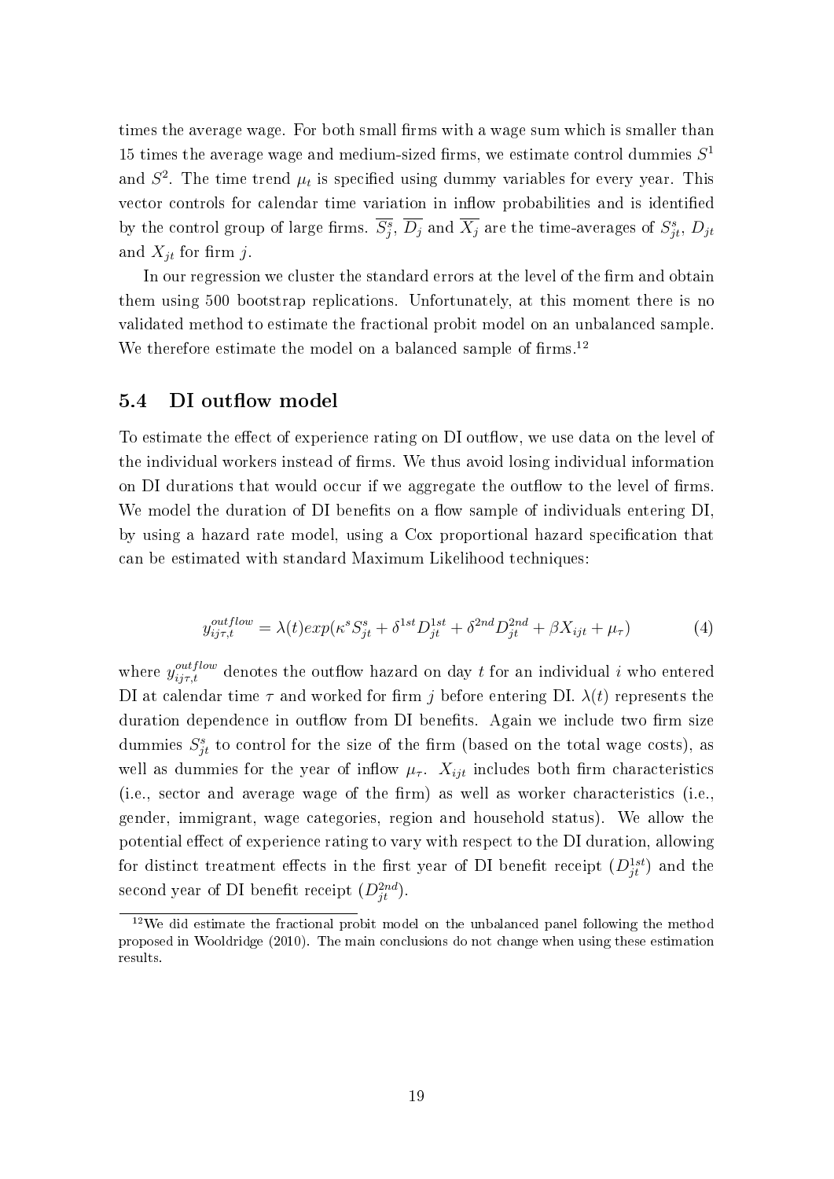times the average wage. For both small firms with a wage sum which is smaller than 15 times the average wage and medium-sized firms, we estimate control dummies $S^1$ and $S^2$. The time trend $\mu_t$ is specified using dummy variables for every year. This vector controls for calendar time variation in inflow probabilities and is identified by the control group of large firms. $\overline{S_j^s}$, $\overline{D_j}$ and $\overline{X_j}$ are the time-averages of $S_{jt}^s$, $D_{jt}$ and $X_{jt}$ for firm $j$.

In our regression we cluster the standard errors at the level of the firm and obtain them using 500 bootstrap replications. Unfortunately, at this moment there is no validated method to estimate the fractional probit model on an unbalanced sample. We therefore estimate the model on a balanced sample of firms.[12]

## 5.4 DI outflow model

To estimate the effect of experience rating on DI outflow, we use data on the level of the individual workers instead of firms. We thus avoid losing individual information on DI durations that would occur if we aggregate the outflow to the level of firms. We model the duration of DI benefits on a flow sample of individuals entering DI, by using a hazard rate model, using a Cox proportional hazard specification that can be estimated with standard Maximum Likelihood techniques:

$$y_{ij\tau,t}^{outflow} = \lambda(t)exp(\kappa^s S_{jt}^s + \delta^{1st} D_{jt}^{1st} + \delta^{2nd} D_{jt}^{2nd} + \beta X_{ijt} + \mu_\tau) \tag{4}$$

where $y_{ij\tau,t}^{outflow}$ denotes the outflow hazard on day $t$ for an individual $i$ who entered DI at calendar time $\tau$ and worked for firm $j$ before entering DI. $\lambda(t)$ represents the duration dependence in outflow from DI benefits. Again we include two firm size dummies $S_{jt}^s$ to control for the size of the firm (based on the total wage costs), as well as dummies for the year of inflow $\mu_\tau$. $X_{ijt}$ includes both firm characteristics (i.e., sector and average wage of the firm) as well as worker characteristics (i.e., gender, immigrant, wage categories, region and household status). We allow the potential effect of experience rating to vary with respect to the DI duration, allowing for distinct treatment effects in the first year of DI benefit receipt ($D_{jt}^{1st}$) and the second year of DI benefit receipt ($D_{jt}^{2nd}$).

[12] We did estimate the fractional probit model on the unbalanced panel following the method proposed in Wooldridge (2010). The main conclusions do not change when using these estimation results.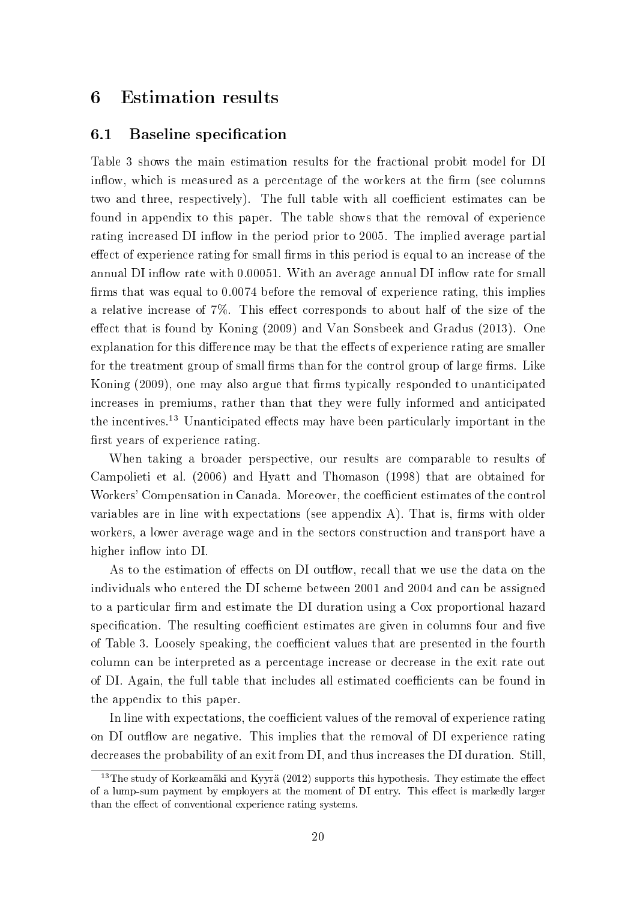# 6 Estimation results

## 6.1 Baseline specification

Table 3 shows the main estimation results for the fractional probit model for DI inflow, which is measured as a percentage of the workers at the firm (see columns two and three, respectively). The full table with all coefficient estimates can be found in appendix to this paper. The table shows that the removal of experience rating increased DI inflow in the period prior to 2005. The implied average partial effect of experience rating for small firms in this period is equal to an increase of the annual DI inflow rate with 0.00051. With an average annual DI inflow rate for small firms that was equal to 0.0074 before the removal of experience rating, this implies a relative increase of 7%. This effect corresponds to about half of the size of the effect that is found by Koning (2009) and Van Sonsbeek and Gradus (2013). One explanation for this difference may be that the effects of experience rating are smaller for the treatment group of small firms than for the control group of large firms. Like Koning (2009), one may also argue that firms typically responded to unanticipated increases in premiums, rather than that they were fully informed and anticipated the incentives.[13] Unanticipated effects may have been particularly important in the first years of experience rating.

When taking a broader perspective, our results are comparable to results of Campolieti et al. (2006) and Hyatt and Thomason (1998) that are obtained for Workers' Compensation in Canada. Moreover, the coefficient estimates of the control variables are in line with expectations (see appendix A). That is, firms with older workers, a lower average wage and in the sectors construction and transport have a higher inflow into DI.

As to the estimation of effects on DI outflow, recall that we use the data on the individuals who entered the DI scheme between 2001 and 2004 and can be assigned to a particular firm and estimate the DI duration using a Cox proportional hazard specification. The resulting coefficient estimates are given in columns four and five of Table 3. Loosely speaking, the coefficient values that are presented in the fourth column can be interpreted as a percentage increase or decrease in the exit rate out of DI. Again, the full table that includes all estimated coefficients can be found in the appendix to this paper.

In line with expectations, the coefficient values of the removal of experience rating on DI outflow are negative. This implies that the removal of DI experience rating decreases the probability of an exit from DI, and thus increases the DI duration. Still,

[13] The study of Korkeamäki and Kyyrä (2012) supports this hypothesis. They estimate the effect of a lump-sum payment by employers at the moment of DI entry. This effect is markedly larger than the effect of conventional experience rating systems.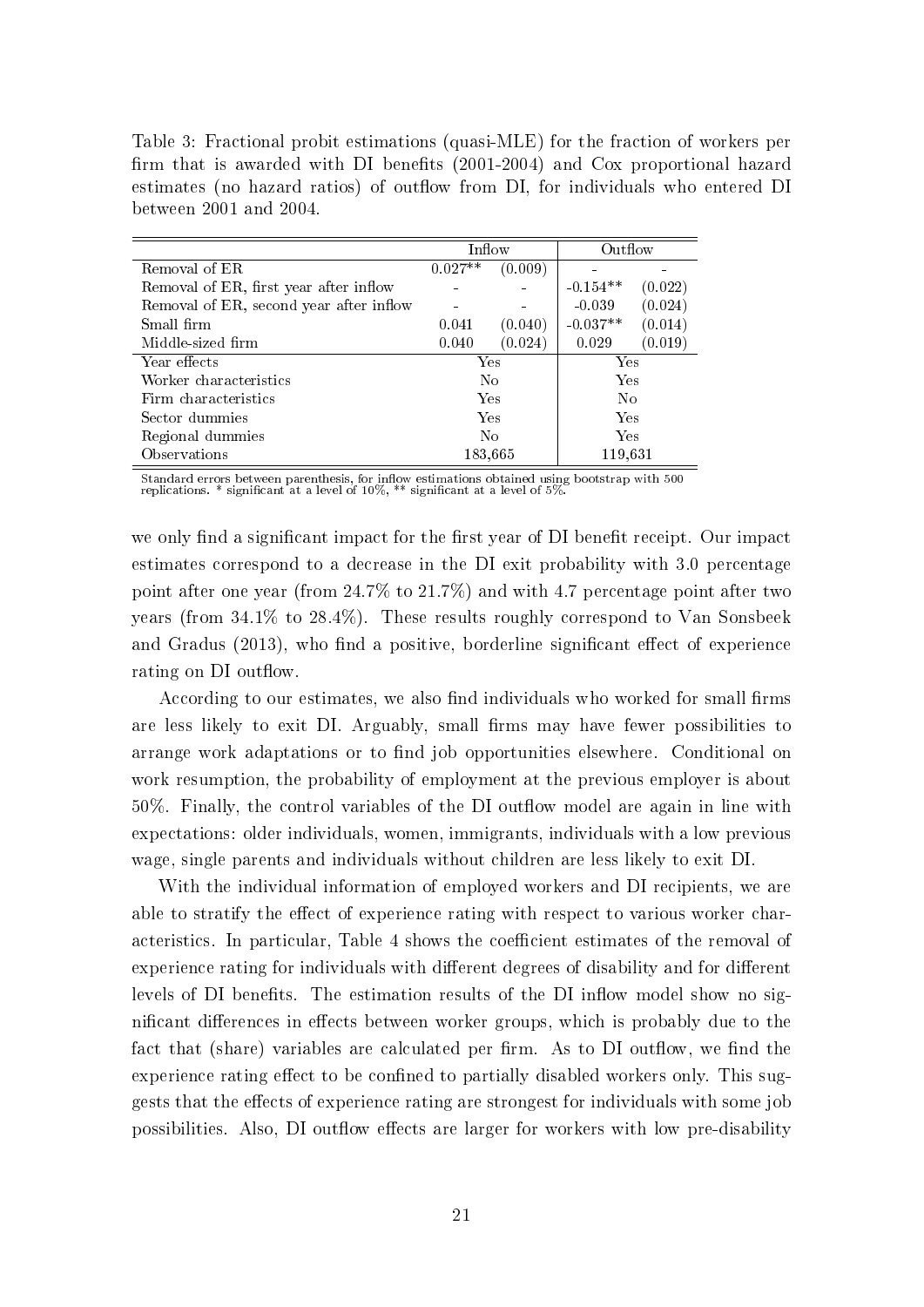Table 3: Fractional probit estimations (quasi-MLE) for the fraction of workers per firm that is awarded with DI benefits (2001-2004) and Cox proportional hazard estimates (no hazard ratios) of outflow from DI, for individuals who entered DI between 2001 and 2004.

| | Inflow | | Outflow | |
|---|---|---|---|---|
| Removal of ER | 0.027** | (0.009) | - | - |
| Removal of ER, first year after inflow | - | - | -0.154** | (0.022) |
| Removal of ER, second year after inflow | - | - | -0.039 | (0.024) |
| Small firm | 0.041 | (0.040) | -0.037** | (0.014) |
| Middle-sized firm | 0.040 | (0.024) | 0.029 | (0.019) |
| Year effects | Yes | | Yes | |
| Worker characteristics | No | | Yes | |
| Firm characteristics | Yes | | No | |
| Sector dummies | Yes | | Yes | |
| Regional dummies | No | | Yes | |
| Observations | 183,665 | | 119,631 | |

Standard errors between parenthesis, for inflow estimations obtained using bootstrap with 500 replications. * significant at a level of 10%, ** significant at a level of 5%.

we only find a significant impact for the first year of DI benefit receipt. Our impact estimates correspond to a decrease in the DI exit probability with 3.0 percentage point after one year (from 24.7% to 21.7%) and with 4.7 percentage point after two years (from 34.1% to 28.4%). These results roughly correspond to Van Sonsbeek and Gradus (2013), who find a positive, borderline significant effect of experience rating on DI outflow.

According to our estimates, we also find individuals who worked for small firms are less likely to exit DI. Arguably, small firms may have fewer possibilities to arrange work adaptations or to find job opportunities elsewhere. Conditional on work resumption, the probability of employment at the previous employer is about 50%. Finally, the control variables of the DI outflow model are again in line with expectations: older individuals, women, immigrants, individuals with a low previous wage, single parents and individuals without children are less likely to exit DI.

With the individual information of employed workers and DI recipients, we are able to stratify the effect of experience rating with respect to various worker characteristics. In particular, Table 4 shows the coefficient estimates of the removal of experience rating for individuals with different degrees of disability and for different levels of DI benefits. The estimation results of the DI inflow model show no significant differences in effects between worker groups, which is probably due to the fact that (share) variables are calculated per firm. As to DI outflow, we find the experience rating effect to be confined to partially disabled workers only. This suggests that the effects of experience rating are strongest for individuals with some job possibilities. Also, DI outflow effects are larger for workers with low pre-disability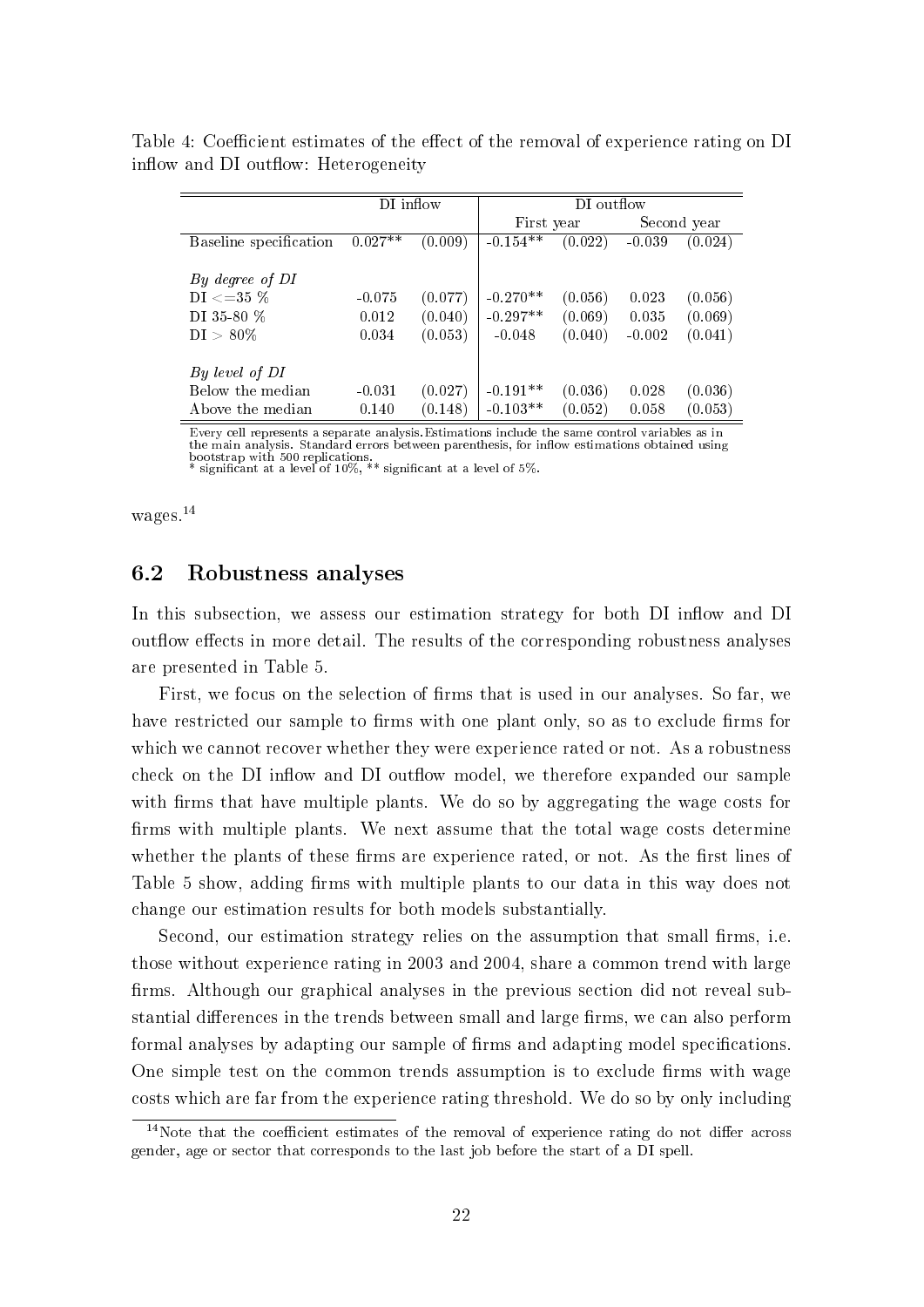Table 4: Coefficient estimates of the effect of the removal of experience rating on DI inflow and DI outflow: Heterogeneity

| | DI inflow | | DI outflow | | | |
|---|---|---|---|---|---|---|
| | | | First year | | Second year | |
| Baseline specification | 0.027** | (0.009) | -0.154** | (0.022) | -0.039 | (0.024) |
| *By degree of DI* | | | | | | |
| DI <=35 % | -0.075 | (0.077) | -0.270** | (0.056) | 0.023 | (0.056) |
| DI 35-80 % | 0.012 | (0.040) | -0.297** | (0.069) | 0.035 | (0.069) |
| DI > 80% | 0.034 | (0.053) | -0.048 | (0.040) | -0.002 | (0.041) |
| *By level of DI* | | | | | | |
| Below the median | -0.031 | (0.027) | -0.191** | (0.036) | 0.028 | (0.036) |
| Above the median | 0.140 | (0.148) | -0.103** | (0.052) | 0.058 | (0.053) |

Every cell represents a separate analysis.Estimations include the same control variables as in the main analysis. Standard errors between parenthesis, for inflow estimations obtained using bootstrap with 500 replications.
\* significant at a level of 10%, ** significant at a level of 5%.

wages.[14]

## 6.2 Robustness analyses

In this subsection, we assess our estimation strategy for both DI inflow and DI outflow effects in more detail. The results of the corresponding robustness analyses are presented in Table 5.

First, we focus on the selection of firms that is used in our analyses. So far, we have restricted our sample to firms with one plant only, so as to exclude firms for which we cannot recover whether they were experience rated or not. As a robustness check on the DI inflow and DI outflow model, we therefore expanded our sample with firms that have multiple plants. We do so by aggregating the wage costs for firms with multiple plants. We next assume that the total wage costs determine whether the plants of these firms are experience rated, or not. As the first lines of Table 5 show, adding firms with multiple plants to our data in this way does not change our estimation results for both models substantially.

Second, our estimation strategy relies on the assumption that small firms, i.e. those without experience rating in 2003 and 2004, share a common trend with large firms. Although our graphical analyses in the previous section did not reveal substantial differences in the trends between small and large firms, we can also perform formal analyses by adapting our sample of firms and adapting model specifications. One simple test on the common trends assumption is to exclude firms with wage costs which are far from the experience rating threshold. We do so by only including

[14] Note that the coefficient estimates of the removal of experience rating do not differ across gender, age or sector that corresponds to the last job before the start of a DI spell.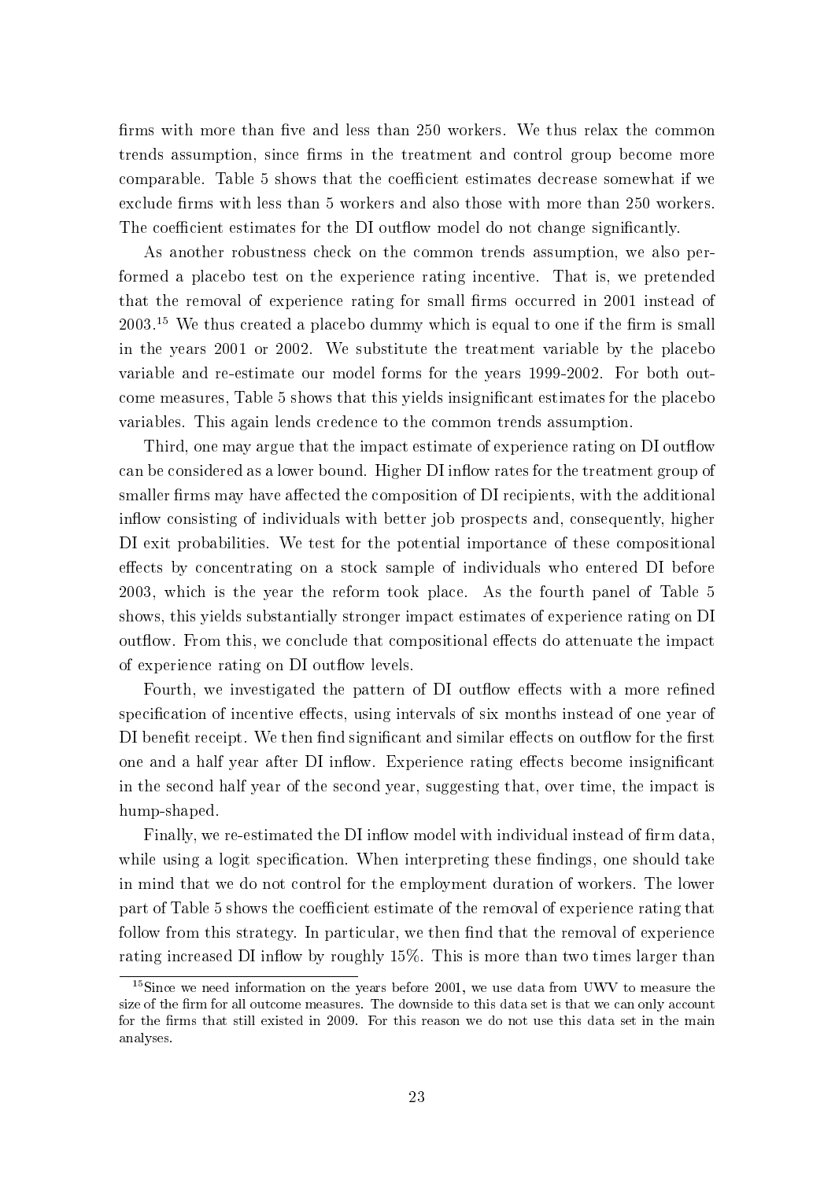firms with more than five and less than 250 workers. We thus relax the common trends assumption, since firms in the treatment and control group become more comparable. Table 5 shows that the coefficient estimates decrease somewhat if we exclude firms with less than 5 workers and also those with more than 250 workers. The coefficient estimates for the DI outflow model do not change significantly.

As another robustness check on the common trends assumption, we also performed a placebo test on the experience rating incentive. That is, we pretended that the removal of experience rating for small firms occurred in 2001 instead of 2003.[15] We thus created a placebo dummy which is equal to one if the firm is small in the years 2001 or 2002. We substitute the treatment variable by the placebo variable and re-estimate our model forms for the years 1999-2002. For both outcome measures, Table 5 shows that this yields insignificant estimates for the placebo variables. This again lends credence to the common trends assumption.

Third, one may argue that the impact estimate of experience rating on DI outflow can be considered as a lower bound. Higher DI inflow rates for the treatment group of smaller firms may have affected the composition of DI recipients, with the additional inflow consisting of individuals with better job prospects and, consequently, higher DI exit probabilities. We test for the potential importance of these compositional effects by concentrating on a stock sample of individuals who entered DI before 2003, which is the year the reform took place. As the fourth panel of Table 5 shows, this yields substantially stronger impact estimates of experience rating on DI outflow. From this, we conclude that compositional effects do attenuate the impact of experience rating on DI outflow levels.

Fourth, we investigated the pattern of DI outflow effects with a more refined specification of incentive effects, using intervals of six months instead of one year of DI benefit receipt. We then find significant and similar effects on outflow for the first one and a half year after DI inflow. Experience rating effects become insignificant in the second half year of the second year, suggesting that, over time, the impact is hump-shaped.

Finally, we re-estimated the DI inflow model with individual instead of firm data, while using a logit specification. When interpreting these findings, one should take in mind that we do not control for the employment duration of workers. The lower part of Table 5 shows the coefficient estimate of the removal of experience rating that follow from this strategy. In particular, we then find that the removal of experience rating increased DI inflow by roughly 15%. This is more than two times larger than

[15]Since we need information on the years before 2001, we use data from UWV to measure the size of the firm for all outcome measures. The downside to this data set is that we can only account for the firms that still existed in 2009. For this reason we do not use this data set in the main analyses.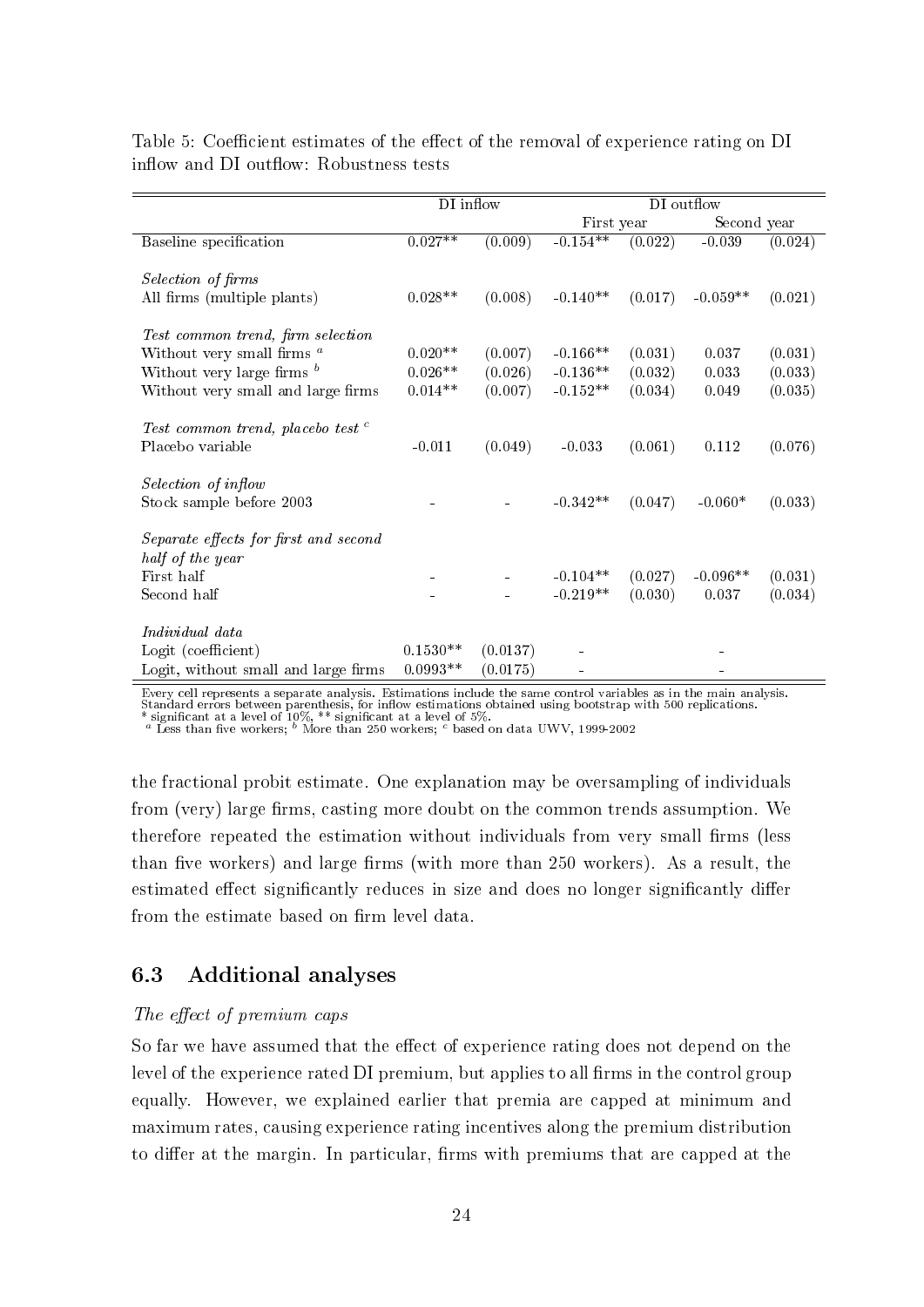Table 5: Coefficient estimates of the effect of the removal of experience rating on DI inflow and DI outflow: Robustness tests

| | DI inflow | | DI outflow | | | |
|---|---|---|---|---|---|---|
| | | | First year | | Second year | |
| Baseline specification | 0.027** | (0.009) | -0.154** | (0.022) | -0.039 | (0.024) |
| *Selection of firms* | | | | | | |
| All firms (multiple plants) | 0.028** | (0.008) | -0.140** | (0.017) | -0.059** | (0.021) |
| *Test common trend, firm selection* | | | | | | |
| Without very small firms [a] | 0.020** | (0.007) | -0.166** | (0.031) | 0.037 | (0.031) |
| Without very large firms [b] | 0.026** | (0.026) | -0.136** | (0.032) | 0.033 | (0.033) |
| Without very small and large firms | 0.014** | (0.007) | -0.152** | (0.034) | 0.049 | (0.035) |
| *Test common trend, placebo test* [c] | | | | | | |
| Placebo variable | -0.011 | (0.049) | -0.033 | (0.061) | 0.112 | (0.076) |
| *Selection of inflow* | | | | | | |
| Stock sample before 2003 | - | - | -0.342** | (0.047) | -0.060* | (0.033) |
| *Separate effects for first and second half of the year* | | | | | | |
| First half | - | - | -0.104** | (0.027) | -0.096** | (0.031) |
| Second half | - | - | -0.219** | (0.030) | 0.037 | (0.034) |
| *Individual data* | | | | | | |
| Logit (coefficient) | 0.1530** | (0.0137) | - | | - | |
| Logit, without small and large firms | 0.0993** | (0.0175) | - | | - | |

Every cell represents a separate analysis. Estimations include the same control variables as in the main analysis. Standard errors between parenthesis, for inflow estimations obtained using bootstrap with 500 replications.
* significant at a level of 10%, ** significant at a level of 5%.
[a] Less than five workers; [b] More than 250 workers; [c] based on data UWV, 1999-2002

the fractional probit estimate. One explanation may be oversampling of individuals from (very) large firms, casting more doubt on the common trends assumption. We therefore repeated the estimation without individuals from very small firms (less than five workers) and large firms (with more than 250 workers). As a result, the estimated effect significantly reduces in size and does no longer significantly differ from the estimate based on firm level data.

### 6.3 Additional analyses

*The effect of premium caps*

So far we have assumed that the effect of experience rating does not depend on the level of the experience rated DI premium, but applies to all firms in the control group equally. However, we explained earlier that premia are capped at minimum and maximum rates, causing experience rating incentives along the premium distribution to differ at the margin. In particular, firms with premiums that are capped at the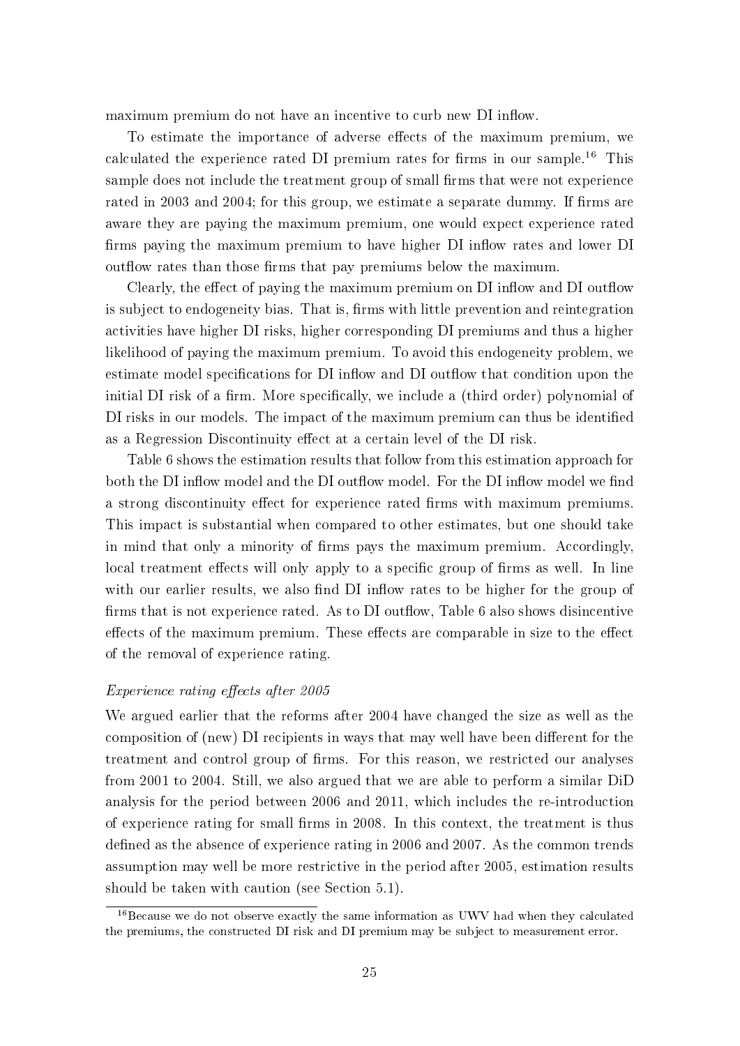maximum premium do not have an incentive to curb new DI inflow.

To estimate the importance of adverse effects of the maximum premium, we calculated the experience rated DI premium rates for firms in our sample.[16] This sample does not include the treatment group of small firms that were not experience rated in 2003 and 2004; for this group, we estimate a separate dummy. If firms are aware they are paying the maximum premium, one would expect experience rated firms paying the maximum premium to have higher DI inflow rates and lower DI outflow rates than those firms that pay premiums below the maximum.

Clearly, the effect of paying the maximum premium on DI inflow and DI outflow is subject to endogeneity bias. That is, firms with little prevention and reintegration activities have higher DI risks, higher corresponding DI premiums and thus a higher likelihood of paying the maximum premium. To avoid this endogeneity problem, we estimate model specifications for DI inflow and DI outflow that condition upon the initial DI risk of a firm. More specifically, we include a (third order) polynomial of DI risks in our models. The impact of the maximum premium can thus be identified as a Regression Discontinuity effect at a certain level of the DI risk.

Table 6 shows the estimation results that follow from this estimation approach for both the DI inflow model and the DI outflow model. For the DI inflow model we find a strong discontinuity effect for experience rated firms with maximum premiums. This impact is substantial when compared to other estimates, but one should take in mind that only a minority of firms pays the maximum premium. Accordingly, local treatment effects will only apply to a specific group of firms as well. In line with our earlier results, we also find DI inflow rates to be higher for the group of firms that is not experience rated. As to DI outflow, Table 6 also shows disincentive effects of the maximum premium. These effects are comparable in size to the effect of the removal of experience rating.

*Experience rating effects after 2005*

We argued earlier that the reforms after 2004 have changed the size as well as the composition of (new) DI recipients in ways that may well have been different for the treatment and control group of firms. For this reason, we restricted our analyses from 2001 to 2004. Still, we also argued that we are able to perform a similar DiD analysis for the period between 2006 and 2011, which includes the re-introduction of experience rating for small firms in 2008. In this context, the treatment is thus defined as the absence of experience rating in 2006 and 2007. As the common trends assumption may well be more restrictive in the period after 2005, estimation results should be taken with caution (see Section 5.1).

[16] Because we do not observe exactly the same information as UWV had when they calculated the premiums, the constructed DI risk and DI premium may be subject to measurement error.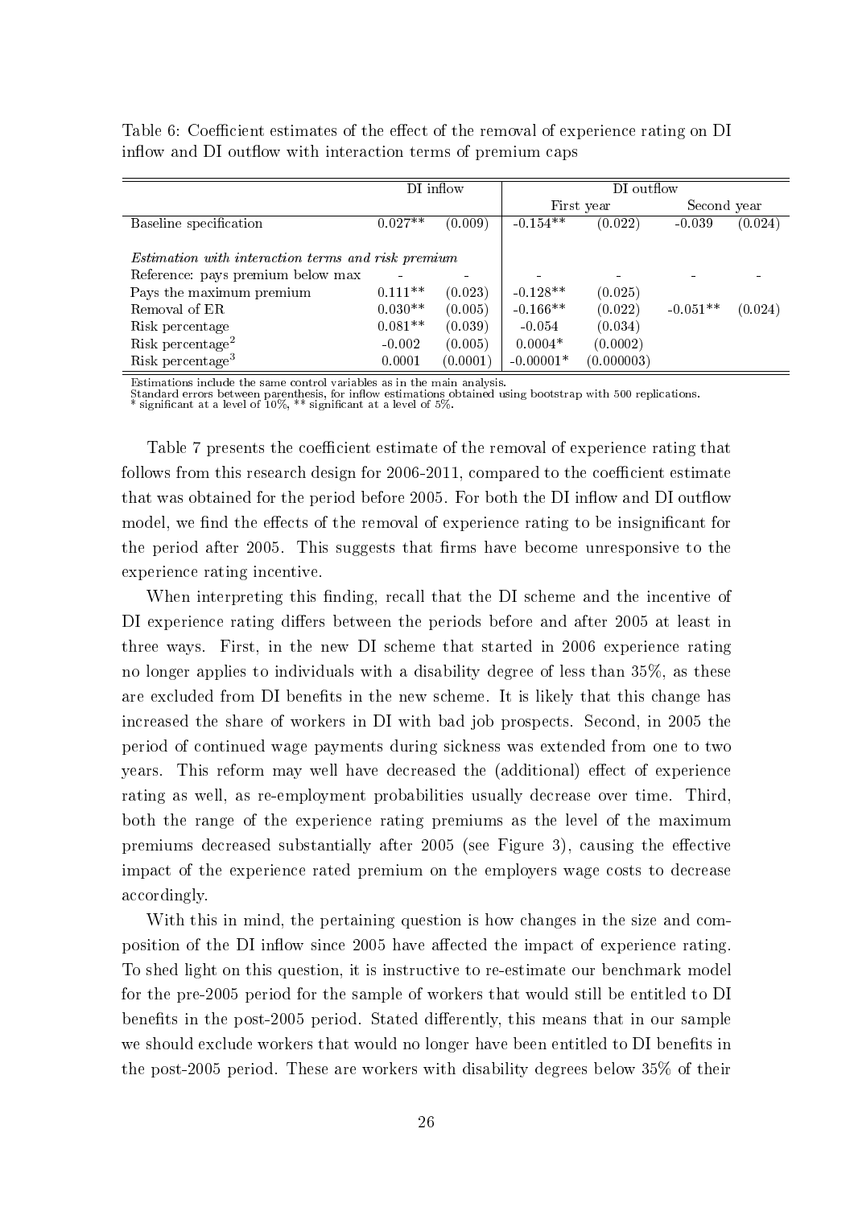Table 6: Coefficient estimates of the effect of the removal of experience rating on DI inflow and DI outflow with interaction terms of premium caps

| | DI inflow | | DI outflow | | | |
|---|---|---|---|---|---|---|
| | | | First year | | Second year | |
| Baseline specification | 0.027** | (0.009) | -0.154** | (0.022) | -0.039 | (0.024) |
| *Estimation with interaction terms and risk premium* | | | | | | |
| Reference: pays premium below max | - | - | - | - | - | - |
| Pays the maximum premium | 0.111** | (0.023) | -0.128** | (0.025) | | |
| Removal of ER | 0.030** | (0.005) | -0.166** | (0.022) | -0.051** | (0.024) |
| Risk percentage | 0.081** | (0.039) | -0.054 | (0.034) | | |
| Risk percentage$^2$ | -0.002 | (0.005) | 0.0004* | (0.0002) | | |
| Risk percentage$^3$ | 0.0001 | (0.0001) | -0.00001* | (0.000003) | | |

Estimations include the same control variables as in the main analysis.
Standard errors between parenthesis, for inflow estimations obtained using bootstrap with 500 replications.
\* significant at a level of 10%, ** significant at a level of 5%.

Table 7 presents the coefficient estimate of the removal of experience rating that follows from this research design for 2006-2011, compared to the coefficient estimate that was obtained for the period before 2005. For both the DI inflow and DI outflow model, we find the effects of the removal of experience rating to be insignificant for the period after 2005. This suggests that firms have become unresponsive to the experience rating incentive.

When interpreting this finding, recall that the DI scheme and the incentive of DI experience rating differs between the periods before and after 2005 at least in three ways. First, in the new DI scheme that started in 2006 experience rating no longer applies to individuals with a disability degree of less than 35%, as these are excluded from DI benefits in the new scheme. It is likely that this change has increased the share of workers in DI with bad job prospects. Second, in 2005 the period of continued wage payments during sickness was extended from one to two years. This reform may well have decreased the (additional) effect of experience rating as well, as re-employment probabilities usually decrease over time. Third, both the range of the experience rating premiums as the level of the maximum premiums decreased substantially after 2005 (see Figure 3), causing the effective impact of the experience rated premium on the employers wage costs to decrease accordingly.

With this in mind, the pertaining question is how changes in the size and composition of the DI inflow since 2005 have affected the impact of experience rating. To shed light on this question, it is instructive to re-estimate our benchmark model for the pre-2005 period for the sample of workers that would still be entitled to DI benefits in the post-2005 period. Stated differently, this means that in our sample we should exclude workers that would no longer have been entitled to DI benefits in the post-2005 period. These are workers with disability degrees below 35% of their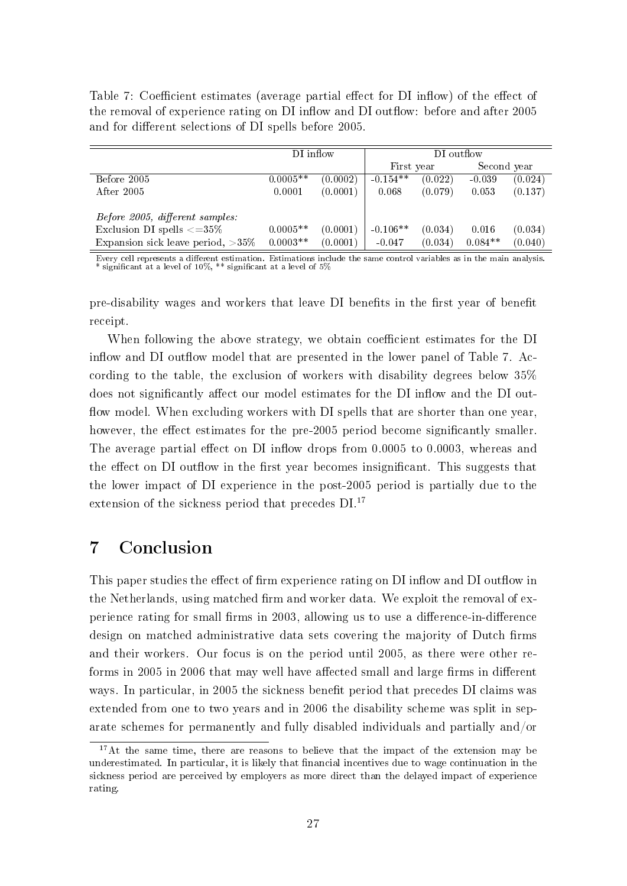Table 7: Coefficient estimates (average partial effect for DI inflow) of the effect of the removal of experience rating on DI inflow and DI outflow: before and after 2005 and for different selections of DI spells before 2005.

| | DI inflow | | DI outflow | | | |
|---|---|---|---|---|---|---|
| | | | First year | | Second year | |
| Before 2005 | 0.0005** | (0.0002) | -0.154** | (0.022) | -0.039 | (0.024) |
| After 2005 | 0.0001 | (0.0001) | 0.068 | (0.079) | 0.053 | (0.137) |
| *Before 2005, different samples:* | | | | | | |
| Exclusion DI spells <=35% | 0.0005** | (0.0001) | -0.106** | (0.034) | 0.016 | (0.034) |
| Expansion sick leave period, >35% | 0.0003** | (0.0001) | -0.047 | (0.034) | 0.084** | (0.040) |

Every cell represents a different estimation. Estimations include the same control variables as in the main analysis.
* significant at a level of 10%, ** significant at a level of 5%

pre-disability wages and workers that leave DI benefits in the first year of benefit receipt.

When following the above strategy, we obtain coefficient estimates for the DI inflow and DI outflow model that are presented in the lower panel of Table 7. According to the table, the exclusion of workers with disability degrees below 35% does not significantly affect our model estimates for the DI inflow and the DI outflow model. When excluding workers with DI spells that are shorter than one year, however, the effect estimates for the pre-2005 period become significantly smaller. The average partial effect on DI inflow drops from 0.0005 to 0.0003, whereas and the effect on DI outflow in the first year becomes insignificant. This suggests that the lower impact of DI experience in the post-2005 period is partially due to the extension of the sickness period that precedes DI.[17]

# 7 Conclusion

This paper studies the effect of firm experience rating on DI inflow and DI outflow in the Netherlands, using matched firm and worker data. We exploit the removal of experience rating for small firms in 2003, allowing us to use a difference-in-difference design on matched administrative data sets covering the majority of Dutch firms and their workers. Our focus is on the period until 2005, as there were other reforms in 2005 in 2006 that may well have affected small and large firms in different ways. In particular, in 2005 the sickness benefit period that precedes DI claims was extended from one to two years and in 2006 the disability scheme was split in separate schemes for permanently and fully disabled individuals and partially and/or

[17] At the same time, there are reasons to believe that the impact of the extension may be underestimated. In particular, it is likely that financial incentives due to wage continuation in the sickness period are perceived by employers as more direct than the delayed impact of experience rating.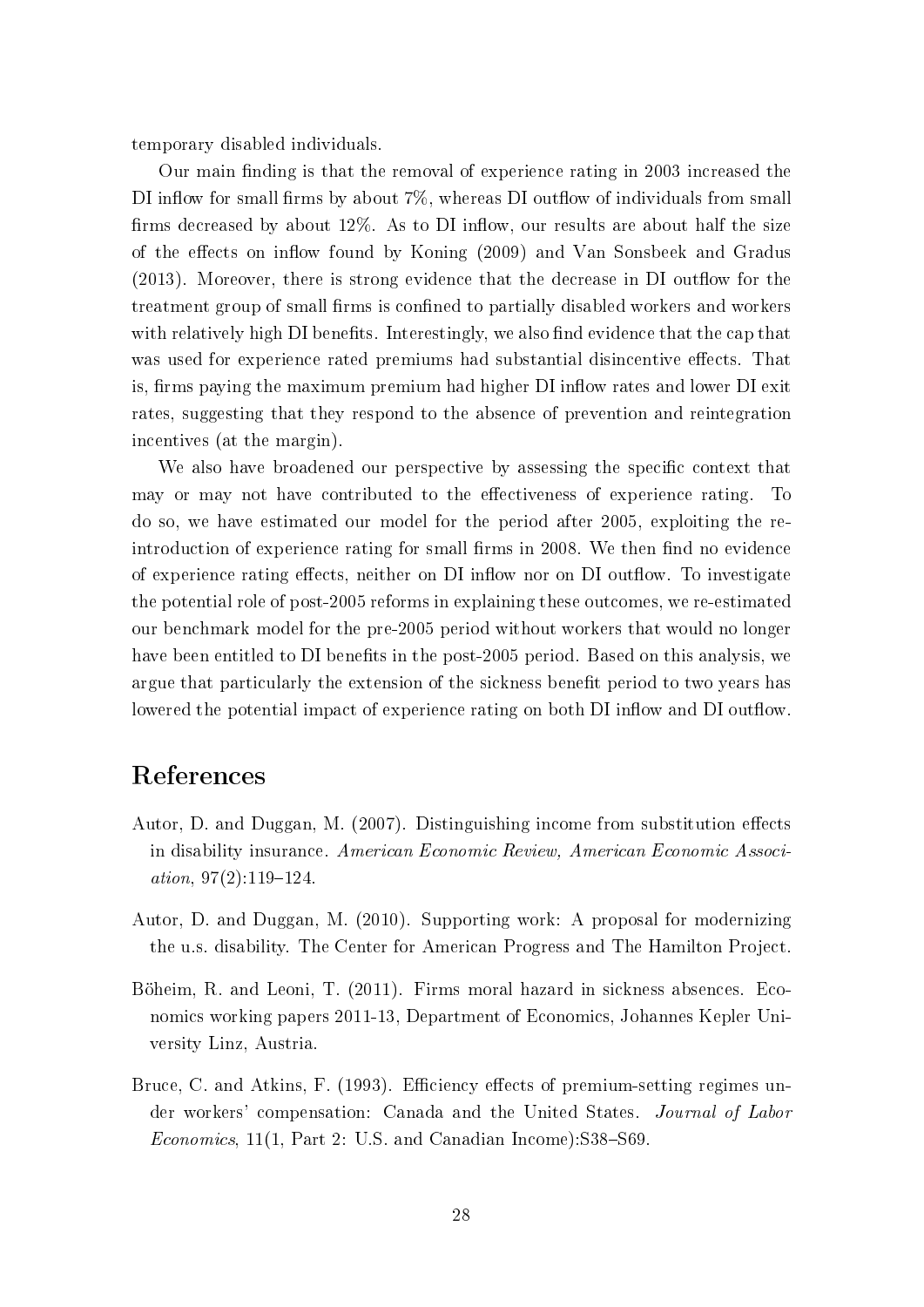temporary disabled individuals.

Our main finding is that the removal of experience rating in 2003 increased the DI inflow for small firms by about 7%, whereas DI outflow of individuals from small firms decreased by about 12%. As to DI inflow, our results are about half the size of the effects on inflow found by Koning (2009) and Van Sonsbeek and Gradus (2013). Moreover, there is strong evidence that the decrease in DI outflow for the treatment group of small firms is confined to partially disabled workers and workers with relatively high DI benefits. Interestingly, we also find evidence that the cap that was used for experience rated premiums had substantial disincentive effects. That is, firms paying the maximum premium had higher DI inflow rates and lower DI exit rates, suggesting that they respond to the absence of prevention and reintegration incentives (at the margin).

We also have broadened our perspective by assessing the specific context that may or may not have contributed to the effectiveness of experience rating. To do so, we have estimated our model for the period after 2005, exploiting the re-introduction of experience rating for small firms in 2008. We then find no evidence of experience rating effects, neither on DI inflow nor on DI outflow. To investigate the potential role of post-2005 reforms in explaining these outcomes, we re-estimated our benchmark model for the pre-2005 period without workers that would no longer have been entitled to DI benefits in the post-2005 period. Based on this analysis, we argue that particularly the extension of the sickness benefit period to two years has lowered the potential impact of experience rating on both DI inflow and DI outflow.

# References

Autor, D. and Duggan, M. (2007). Distinguishing income from substitution effects in disability insurance. *American Economic Review, American Economic Association*, 97(2):119–124.

Autor, D. and Duggan, M. (2010). Supporting work: A proposal for modernizing the u.s. disability. The Center for American Progress and The Hamilton Project.

Böheim, R. and Leoni, T. (2011). Firms moral hazard in sickness absences. Economics working papers 2011-13, Department of Economics, Johannes Kepler University Linz, Austria.

Bruce, C. and Atkins, F. (1993). Efficiency effects of premium-setting regimes under workers' compensation: Canada and the United States. *Journal of Labor Economics*, 11(1, Part 2: U.S. and Canadian Income):S38–S69.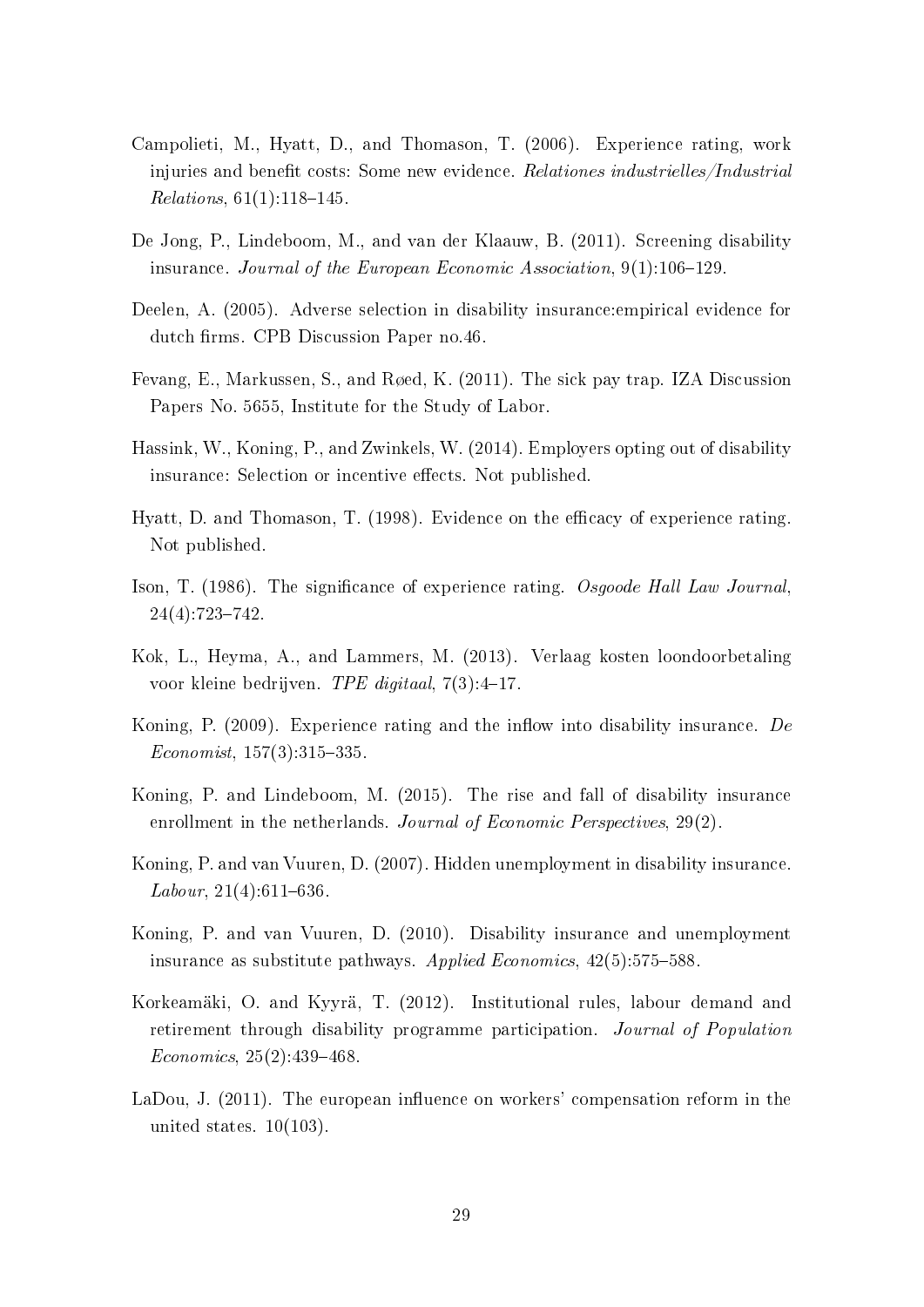Campolieti, M., Hyatt, D., and Thomason, T. (2006). Experience rating, work injuries and benefit costs: Some new evidence. *Relationes industrielles/Industrial Relations*, 61(1):118–145.

De Jong, P., Lindeboom, M., and van der Klaauw, B. (2011). Screening disability insurance. *Journal of the European Economic Association*, 9(1):106–129.

Deelen, A. (2005). Adverse selection in disability insurance:empirical evidence for dutch firms. CPB Discussion Paper no.46.

Fevang, E., Markussen, S., and Røed, K. (2011). The sick pay trap. IZA Discussion Papers No. 5655, Institute for the Study of Labor.

Hassink, W., Koning, P., and Zwinkels, W. (2014). Employers opting out of disability insurance: Selection or incentive effects. Not published.

Hyatt, D. and Thomason, T. (1998). Evidence on the efficacy of experience rating. Not published.

Ison, T. (1986). The significance of experience rating. *Osgoode Hall Law Journal*, 24(4):723–742.

Kok, L., Heyma, A., and Lammers, M. (2013). Verlaag kosten loondoorbetaling voor kleine bedrijven. *TPE digitaal*, 7(3):4–17.

Koning, P. (2009). Experience rating and the inflow into disability insurance. *De Economist*, 157(3):315–335.

Koning, P. and Lindeboom, M. (2015). The rise and fall of disability insurance enrollment in the netherlands. *Journal of Economic Perspectives*, 29(2).

Koning, P. and van Vuuren, D. (2007). Hidden unemployment in disability insurance. *Labour*, 21(4):611–636.

Koning, P. and van Vuuren, D. (2010). Disability insurance and unemployment insurance as substitute pathways. *Applied Economics*, 42(5):575–588.

Korkeamäki, O. and Kyyrä, T. (2012). Institutional rules, labour demand and retirement through disability programme participation. *Journal of Population Economics*, 25(2):439–468.

LaDou, J. (2011). The european influence on workers' compensation reform in the united states. 10(103).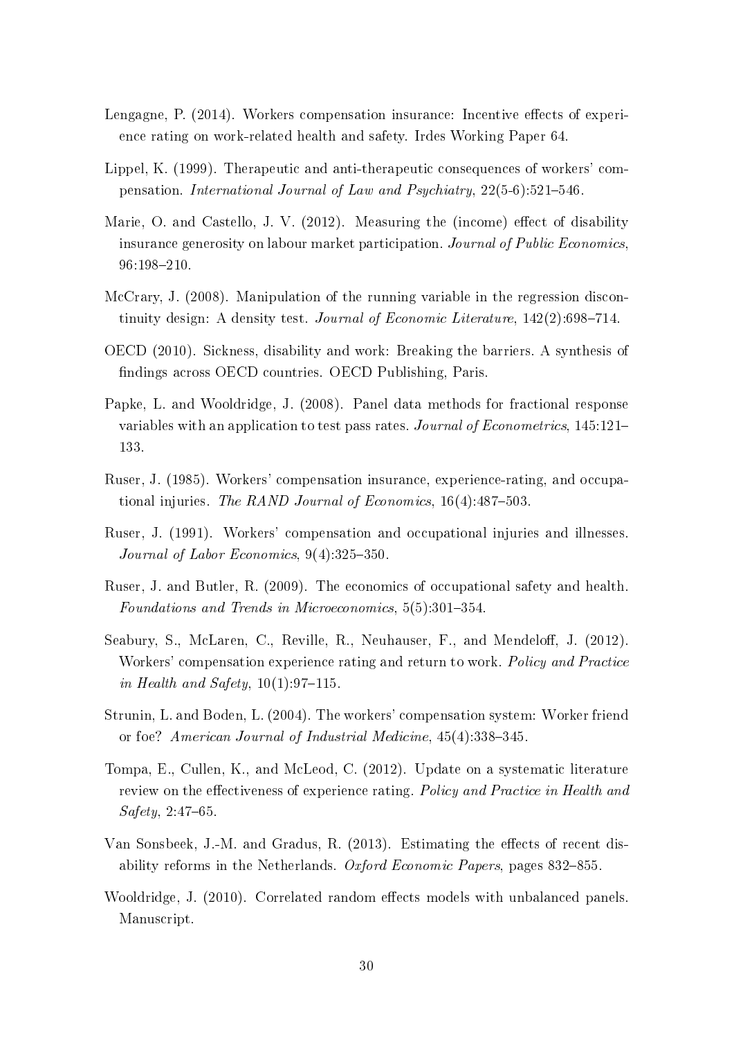Lengagne, P. (2014). Workers compensation insurance: Incentive effects of experience rating on work-related health and safety. Irdes Working Paper 64.

Lippel, K. (1999). Therapeutic and anti-therapeutic consequences of workers' compensation. *International Journal of Law and Psychiatry*, 22(5-6):521–546.

Marie, O. and Castello, J. V. (2012). Measuring the (income) effect of disability insurance generosity on labour market participation. *Journal of Public Economics*, 96:198–210.

McCrary, J. (2008). Manipulation of the running variable in the regression discontinuity design: A density test. *Journal of Economic Literature*, 142(2):698–714.

OECD (2010). Sickness, disability and work: Breaking the barriers. A synthesis of findings across OECD countries. OECD Publishing, Paris.

Papke, L. and Wooldridge, J. (2008). Panel data methods for fractional response variables with an application to test pass rates. *Journal of Econometrics*, 145:121–133.

Ruser, J. (1985). Workers' compensation insurance, experience-rating, and occupational injuries. *The RAND Journal of Economics*, 16(4):487–503.

Ruser, J. (1991). Workers' compensation and occupational injuries and illnesses. *Journal of Labor Economics*, 9(4):325–350.

Ruser, J. and Butler, R. (2009). The economics of occupational safety and health. *Foundations and Trends in Microeconomics*, 5(5):301–354.

Seabury, S., McLaren, C., Reville, R., Neuhauser, F., and Mendeloff, J. (2012). Workers' compensation experience rating and return to work. *Policy and Practice in Health and Safety*, 10(1):97–115.

Strunin, L. and Boden, L. (2004). The workers' compensation system: Worker friend or foe? *American Journal of Industrial Medicine*, 45(4):338–345.

Tompa, E., Cullen, K., and McLeod, C. (2012). Update on a systematic literature review on the effectiveness of experience rating. *Policy and Practice in Health and Safety*, 2:47–65.

Van Sonsbeek, J.-M. and Gradus, R. (2013). Estimating the effects of recent disability reforms in the Netherlands. *Oxford Economic Papers*, pages 832–855.

Wooldridge, J. (2010). Correlated random effects models with unbalanced panels. Manuscript.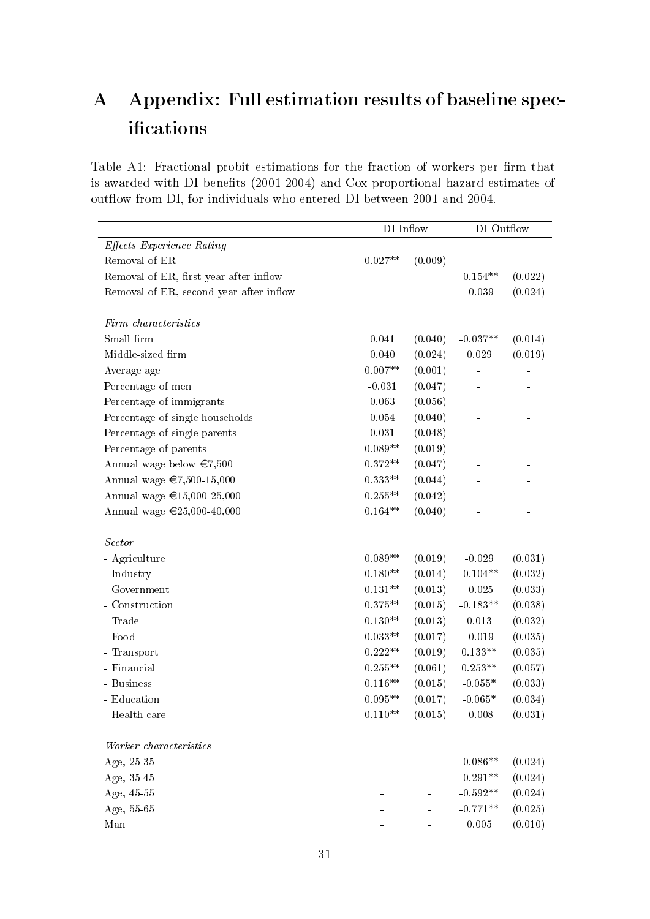# A Appendix: Full estimation results of baseline specifications

Table A1: Fractional probit estimations for the fraction of workers per firm that is awarded with DI benefits (2001-2004) and Cox proportional hazard estimates of outflow from DI, for individuals who entered DI between 2001 and 2004.

| | DI Inflow | | DI Outflow | |
|---|---|---|---|---|
| *Effects Experience Rating* | | | | |
| Removal of ER | 0.027** | (0.009) | - | - |
| Removal of ER, first year after inflow | - | - | -0.154** | (0.022) |
| Removal of ER, second year after inflow | - | - | -0.039 | (0.024) |
| | | | | |
| *Firm characteristics* | | | | |
| Small firm | 0.041 | (0.040) | -0.037** | (0.014) |
| Middle-sized firm | 0.040 | (0.024) | 0.029 | (0.019) |
| Average age | 0.007** | (0.001) | - | - |
| Percentage of men | -0.031 | (0.047) | - | - |
| Percentage of immigrants | 0.063 | (0.056) | - | - |
| Percentage of single households | 0.054 | (0.040) | - | - |
| Percentage of single parents | 0.031 | (0.048) | - | - |
| Percentage of parents | 0.089** | (0.019) | - | - |
| Annual wage below €7,500 | 0.372** | (0.047) | - | - |
| Annual wage €7,500-15,000 | 0.333** | (0.044) | - | - |
| Annual wage €15,000-25,000 | 0.255** | (0.042) | - | - |
| Annual wage €25,000-40,000 | 0.164** | (0.040) | - | - |
| | | | | |
| *Sector* | | | | |
| - Agriculture | 0.089** | (0.019) | -0.029 | (0.031) |
| - Industry | 0.180** | (0.014) | -0.104** | (0.032) |
| - Government | 0.131** | (0.013) | -0.025 | (0.033) |
| - Construction | 0.375** | (0.015) | -0.183** | (0.038) |
| - Trade | 0.130** | (0.013) | 0.013 | (0.032) |
| - Food | 0.033** | (0.017) | -0.019 | (0.035) |
| - Transport | 0.222** | (0.019) | 0.133** | (0.035) |
| - Financial | 0.255** | (0.061) | 0.253** | (0.057) |
| - Business | 0.116** | (0.015) | -0.055* | (0.033) |
| - Education | 0.095** | (0.017) | -0.065* | (0.034) |
| - Health care | 0.110** | (0.015) | -0.008 | (0.031) |
| | | | | |
| *Worker characteristics* | | | | |
| Age, 25-35 | - | - | -0.086** | (0.024) |
| Age, 35-45 | - | - | -0.291** | (0.024) |
| Age, 45-55 | - | - | -0.592** | (0.024) |
| Age, 55-65 | - | - | -0.771** | (0.025) |
| Man | - | - | 0.005 | (0.010) |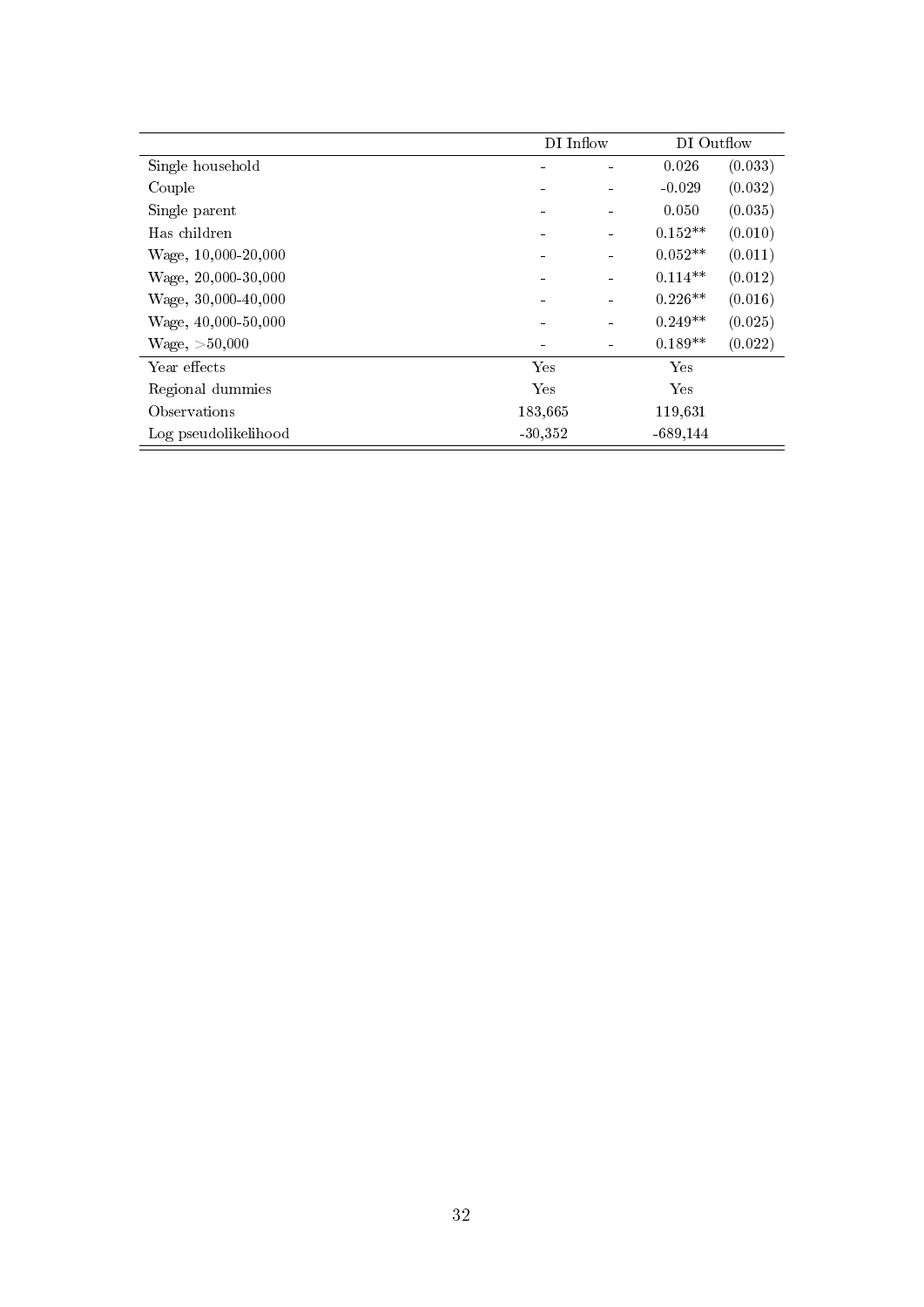| | DI Inflow | | DI Outflow | |
|---|---|---|---|---|
| Single household | - | - | 0.026 | (0.033) |
| Couple | - | - | -0.029 | (0.032) |
| Single parent | - | - | 0.050 | (0.035) |
| Has children | - | - | 0.152** | (0.010) |
| Wage, 10,000-20,000 | - | - | 0.052** | (0.011) |
| Wage, 20,000-30,000 | - | - | 0.114** | (0.012) |
| Wage, 30,000-40,000 | - | - | 0.226** | (0.016) |
| Wage, 40,000-50,000 | - | - | 0.249** | (0.025) |
| Wage, >50,000 | - | - | 0.189** | (0.022) |
| Year effects | Yes | | Yes | |
| Regional dummies | Yes | | Yes | |
| Observations | 183,665 | | 119,631 | |
| Log pseudolikelihood | -30,352 | | -689,144 | |